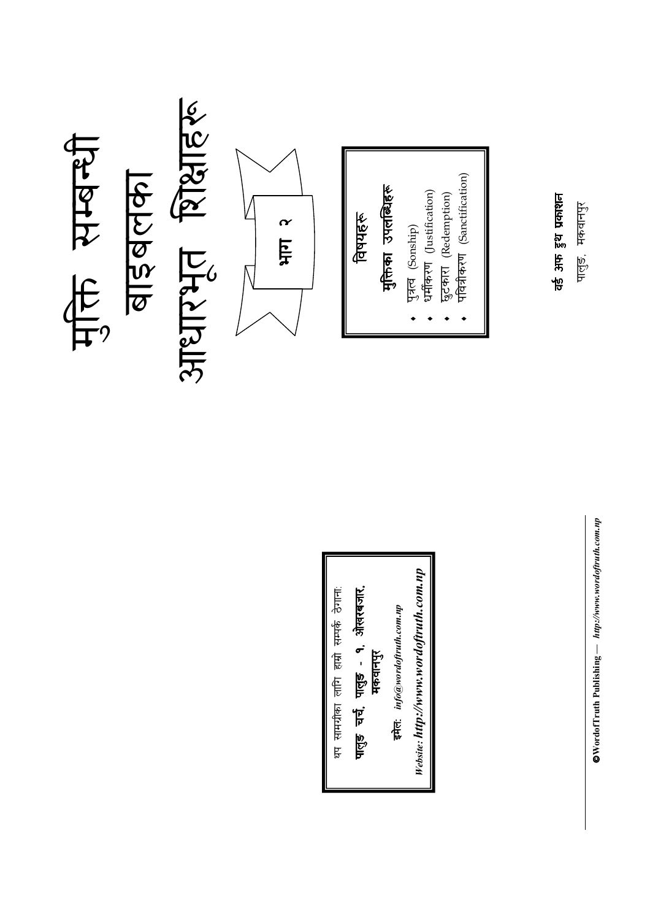# मुक्ति सम्बन्धी बाइबलका आधारभूत शिक्षाहरू

## भाग २

**विषयहरू**

**मुक्तिका उपलब्धिहरू**

- पुत्रत्व (Sonship)
- धर्मीकरण (Justification)
- छुटकारा (Redemption)
- पवित्रीकरण (Sanctification)

**वर्ड अफ ट्रुथ प्रकाशन**

पालुङ, मकवानपुर

थप सामग्रीका लागि हाम्रो सम्पर्क ठेगाना:

**पालुङ चर्च, पालुङ - १, ओखरबजार, मकवानपुर**

इमेल: *info@wordoftruth.com.np*

*Website: **http://www.wordoftruth.com.np***

**©WordofTruth Publishing** — *http://www.wordoftruth.com.np*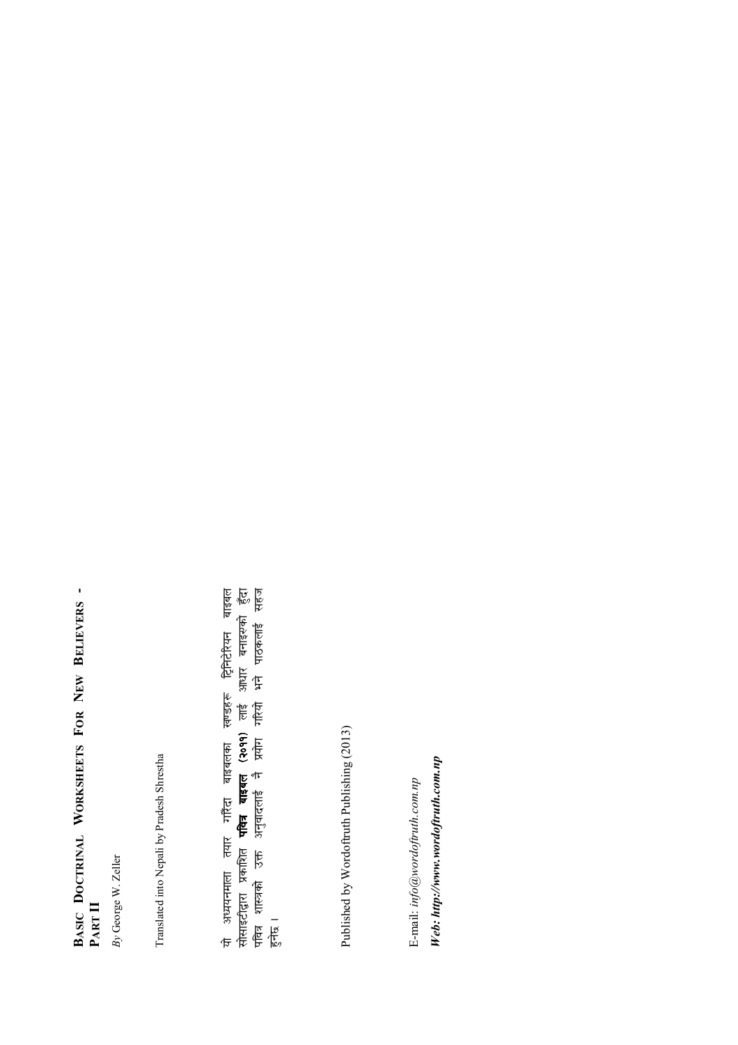# BASIC DOCTRINAL WORKSHEETS FOR NEW BELIEVERS - PART II

*By* George W. Zeller

Translated into Nepali by Pradesh Shrestha

यो अध्ययनमाला तयार गर्दा बाइबलका खण्डहरू ट्रिनिटेरियन बाइबल सोसाइटीद्वारा प्रकाशित **पवित्र बाइबल (२०११)** लाई आधार बनाइएको हुँदा पवित्र शास्त्रको उक्त अनुवादलाई नै प्रयोग गरियो भने पाठकलाई सहज हुनेछ ।

Published by Wordoftruth Publishing (2013)

E-mail: *info@wordoftruth.com.np*

***Web: http://www.wordoftruth.com.np***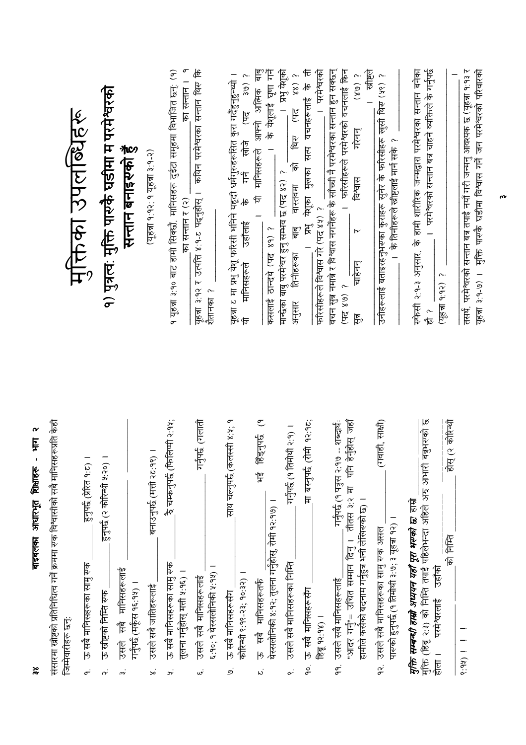संसारमा ख्रीष्टको प्रतिनिधित्व गर्ने क्रममा एक विश्वासीको सबै मानिसहरूप्रति केही जिम्मेवारीहरू छन्:

१. ऊ सबै मानिसहरूका साम्नु एक ______ हुनुपर्छ (प्रेरित १:८)।
२. ऊ ख्रीष्टको निम्ति एक ______ हुनुपर्छ (२ कोरिन्थी ५:२०)।
३. उसले सबै मानिसहरूलाई ______ गर्नुपर्छ (मर्कूस १६:१५)।
४. उसले सबै जातिहरूलाई ______ बनाउनुपर्छ (मत्ती २८:१९)।
५. ऊ सबै मानिसहरूका साम्नु एक ______ झैं चम्कनुपर्छ (फिलिप्पी २:१५; तुलना गर्नुहोस् मत्ती ५:१६)।
६. उसले सबै मानिसहरूलाई ______ गर्नुपर्छ (गलाती ६:१०; १ थेस्सलोनिकी ५:१५)।
७. ऊ सबै मानिसहरूसँग ______ साथ चल्नुपर्छ (कलस्सी ४:५; १ कोरिन्थी ९:१९-२३; १०:३२)।
८. ऊ सबै मानिसहरूतर्फ ______ भई हिँड्नुपर्छ (१ थेस्सलोनिकी ४:१२; तुलना गर्नुहोस् रोमी १२:१७)।
९. उसले सबै मानिसहरूका निम्ति ______ गर्नुपर्छ (१ तिमोथी २:१)।
१०. ऊ सबै मानिसहरूसँग ______ मा बस्नुपर्छ (रोमी १२:१८; हिब्रू १२:१४)।
११. उसले सबै मानिसहरूलाई ______ गर्नुपर्छ (१ पत्रुस २:१७ -- शब्दार्थ: "आदर गर्नु"= उचित सम्मान दिनु। तीतस ३:२ मा पनि हेर्नुहोस् जहाँ हामीले कसैको बदनाम गर्नुहुन्न भनी लेखिएको छ)।
१२. उसले सबै मानिसहरूका साम्नु एक असल ______ (गवाही, साक्षी) पाएको हुनुपर्छ (१ तिमोथी ३:७; ३ यूहन्ना १२)।

***मुक्ति सम्बन्धी हाम्रो अध्ययन यहाँ पूरा भएको छ।*** हाम्रो मुक्ति (हिब्रू २:३) को निम्ति तपाईं पहिलेभन्दा अहिले अरू आभारी बन्नुभएको छ होला। परमेश्वरलाई उहाँको ______ को निम्ति ______ होस् (२ कोरिन्थी ९:१५)! ! !

# मुक्तिका उपलब्धिहरू

## १) पुत्रत्व: मुक्ति पाएकै घडीमा म परमेश्वरको सन्तान बनाइएको छु

(यूहन्ना १:१२; १ यूहन्ना ३:१-२)

१ यूहन्ना ३:१० बाट हामी सिक्छौं, मानिसहरू दुईटा समूहमा विभाजित छन्: (१) ______ का सन्तान र (२) ______ का सन्तान। १ यूहन्ना ३:१२ र उत्पत्ति ४:१-८ पढ्नुहोस्। कयिन परमेश्वरका सन्तान थिए कि शैतानका? ______

यूहन्ना ८ मा प्रभु येशू फरिसी भनिने यहूदी धर्मगुरुहरूसित कुरा गर्दैहुनुहुन्थ्यो। यी मानिसहरूले उहाँलाई के गर्न खोजे (पद ३७)? ______। यी मानिसहरूले आफ्नो आत्मिक बाबु कसलाई ठान्थे (पद ४१)? ______। के येशूलाई घृणा गर्ने मान्छेका बाबु परमेश्वर हुन सम्भव छ (पद ४२)? ______। प्रभु येशूको अनुसार तिनीहरूका बाबु वास्तवमा को थिए (पद ४४)? ______। प्रभु येशूका मुखका सत्य वचनहरूलाई के ती फरिसीहरूले विश्वास गरे (पद ४५)? ______। परमेश्वरको वचन सुन्न नमान्ने र विश्वास नगर्नेहरू के साँच्चै परमेश्वरका सन्तान हुन सक्छन् (पद ४७)? ______। फरिसीहरूले परमेश्वरको वचनलाई किन सुन्न चाहेनन् र विश्वास गरेनन् (४७)? ______। ख्रीष्टले उनीहरूलाई बताइरहनुभएका कुराहरू सुनेर के फरिसीहरू खुसी थिए (५२)? ______। के तिनीहरूले ख्रीष्टलाई मार्न सके? ______

एफेसी २:१-३ अनुसार, के हामी शारीरिक जन्मद्वारा परमेश्वरका सन्तान बनेका हौं? ______। परमेश्वरको सन्तान बन्न चाहने व्यक्तिले के गर्नुपर्छ (यूहन्ना १:१२)? ______।

तसर्थ, परमेश्वरको सन्तान बन्न तपाईं नयाँ गरी जन्मनु आवश्यक छ (यूहन्ना १:१३ र यूहन्ना ३:१-७)। मुक्ति पाएकै घडीमा विश्वास गर्ने जन परमेश्वरको परिवारको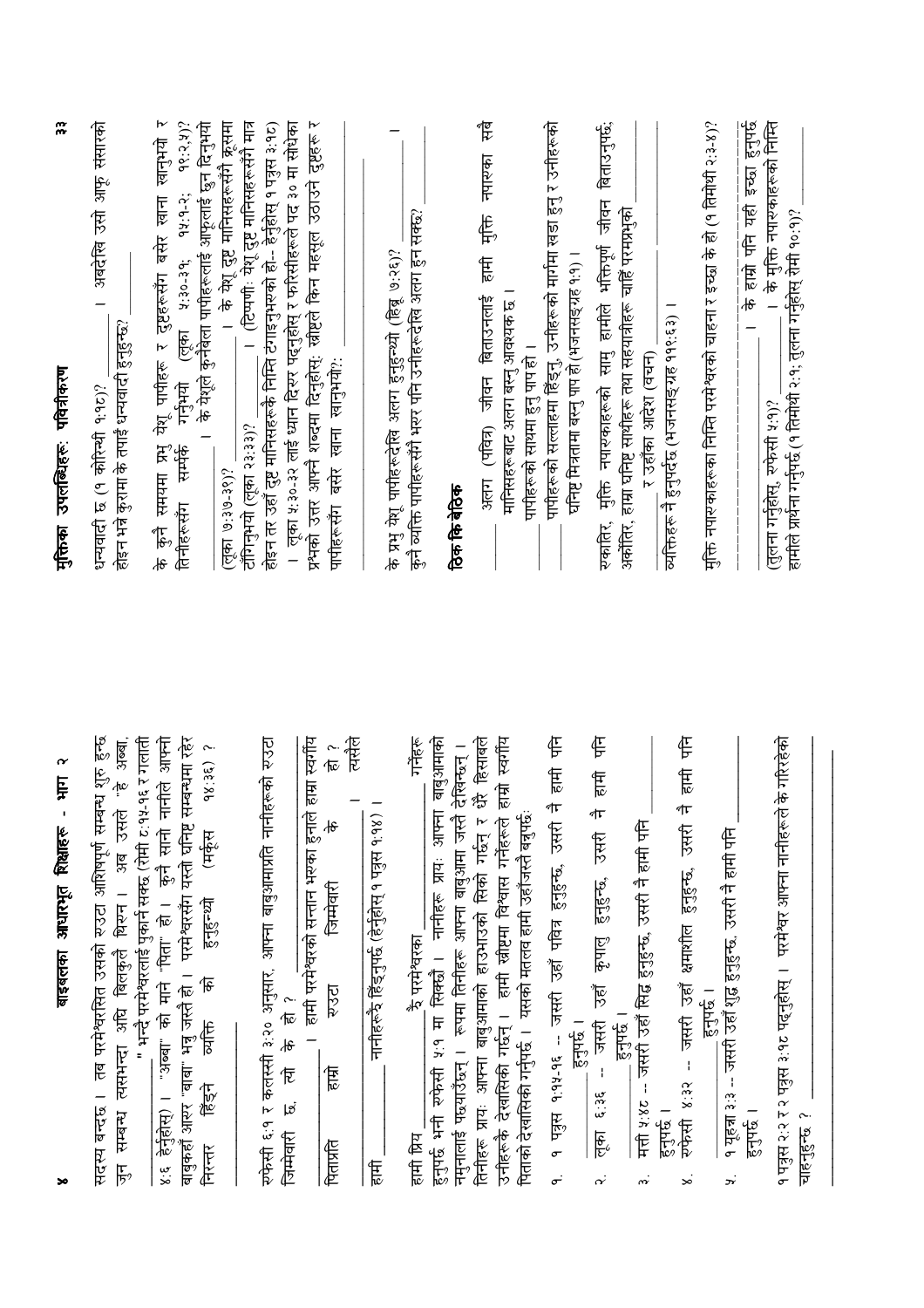## बाइबलका आधारभूत शिक्षाहरू - भाग २

सद्‌स्य बन्दछ । तब परमेश्‍वरसित उसको रुज्टा आशिषपूर्ण सम्बन्ध शुरु हुन्छ जुन सम्बन्ध त्यसभन्दा अघि बिलकुलै थिएन । अब उसले "हे अब्बा, " भन्दै परमेश्‍वरलाई पुकार्न सक्छ (रोमी ८:१५-१६ र गलाती ४:६ हेर्नुहोस्) । "अब्बा" को माने "पिता" हो । कुनै सानो नानीले आफ्नो बाबुकहाँ आएर "बाबा" भन्नु जस्तै हो । परमेश्‍वरसँग यस्तो घनिष्ट सम्बन्धमा रहेर निरन्तर हिँड्ने व्यक्ति को हुनुहुन्थ्यो (मर्कूस १४:३६) ?

एफेसी ६:१ र कलस्सी ३:२० अनुसार, आफ्ना बाबुआमाप्रति नानीहरूको रुज्टा जिम्मेवारी छ, त्यो के हो ? _______________ । हामी परमेश्‍वरको सन्तान भएका हुनाले हाम्रा स्वर्गीय पिताप्रति हाम्रो रुज्टा जिम्मेवारी के हो ? _______________ । त्यसैले हामी _______________ नानीहरूझैं हिँड्नुपर्छ (हेर्नुहोस् १ पत्रुस १:१४) ।

हामी प्रिय _______________ झैं परमेश्‍वरका _______________ गर्नेहरू हुनुपर्छ भनी एफेसी ५:१ मा सिक्छौं । नानीहरू प्रायः आफ्ना बाबुआमाको नमुनालाई पछ्याउँछन् । रूपमा तिनीहरू आफ्ना बाबुआमा जस्तै देखिन्छन् । तिनीहरू प्रायः आफ्ना बाबुआमाको हाउभाउको सिको गर्छन् र धेरै हिसाबले उनीहरूकै देखासिकी गर्छन् । हामी ख्रीष्टमा विश्‍वास गर्नेहरूले हाम्रो स्वर्गीय पिताको देखासिकी गर्नुपर्छ । यसको मतलब हामी उहाँजस्तै बन्नुपर्छ:

१. १ पत्रुस १:१५-१६ -- जसरी उहाँ पवित्र हुनुहुन्छ, उसरी नै हामी पनि _______________ हुनुपर्छ ।

२. लूका ६:३६ -- जसरी उहाँ कृपालु हुनुहुन्छ, उसरी नै हामी पनि _______________ हुनुपर्छ ।

३. मत्ती ५:४८ -- जसरी उहाँ सिद्ध हुनुहुन्छ, उसरी नै हामी पनि _______________ हुनुपर्छ ।

४. एफेसी ४:३२ -- जसरी उहाँ क्षमाशील हुनुहुन्छ, उसरी नै हामी पनि _______________ हुनुपर्छ ।

५. १ यूहन्ना ३:३ -- जसरी उहाँ शुद्ध हुनुहुन्छ, उसरी नै हामी पनि _______________ हुनुपर्छ ।

१ पत्रुस २:२ र २ पत्रुस ३:१८ पढ्नुहोस् । परमेश्‍वर आफ्ना नानीहरूले के गरिरहेको चाहनुहुन्छ ? _______________

## मुक्तिका उपलब्धिहरू: पवित्रीकरण

धन्यवादी छ (१ कोरिन्थी १:१८)? _______________ । अबदेखि उसो आफू संसारको होइन भन्‍ने कुरामा के तपाईं धन्यवादी हुनुहुन्छ? _______________

के कुनै समयमा प्रभु येशू पापीहरू र दुष्टहरूसँग बसेर खाना खानुभयो र तिनीहरूसँग सम्पर्क गर्नुभयो (लूका ५:३०-३१; १५:१-२; १९:२,५)? _______________ । के येशूले कुनैबेला पापीहरूलाई आफूलाई छुन दिनुभयो (लूका ७:३७-३९)? _______________ । के येशू दुष्ट मानिसहरूसँगै क्रूसमा टाँगिनुभयो (लूका २३:३३)? _______________ । (टिप्पणी: येशू दुष्ट मानिसहरूसँग मात्र होइन तर उहाँ दुष्ट मानिसहरूकै निम्ति टाँगिनुभएको हो-- हेर्नुहोस् १ पत्रुस ३:१८) । लूका ५:३०-३२ लाई ध्यान दिएर पढ्नुहोस् र फरिसीहरूले पद ३० मा सोधेका प्रश्‍नको उत्तर आफ्नै शब्दमा दिनुहोस्: ख्रीष्टले किन महसूल उठाउने दुष्टहरू र पापीहरूसँग बसेर खाना खानुभयो?: _______________

_______________

के प्रभु येशू पापीहरूदेखि अलग हुनुहुन्थ्यो (हिब्रू ७:२६)? _______________ । कुनै व्यक्ति पापीहरूसँगै भएर पनि उनीहरूदेखि अलग हुन सक्छ? _______________

### ठिक कि बेठिक

_______ अलग (पवित्र) जीवन बिताउनलाई हामी मुक्ति नपाएका सबै मानिसहरूबाट अलग बस्‍नु आवश्यक छ ।

_______ पापीहरूको सायमा हुनु पाप हो ।

_______ पापीहरूको सल्लाहमा हिँड्नु, उनीहरूको मार्गमा खडा हुनु र उनीहरूको घनिष्ट मित्रतामा बस्‍नु पाप हो (भजनसङ्ग्रह १:१) ।

एकातिर, मुक्ति नपाएकाहरूको सामु हामीले भक्तिपूर्ण जीवन बिताउनुपर्छ; अर्कोतिर, हाम्रा घनिष्ट साथीहरू तथा सहयात्रीहरू चाहिँ परमप्रभुको _______________ र उहाँका आदेश (वचन) _______________ व्यक्तिहरू नै हुनुपर्दछ (भजनसङ्ग्रह ११९:६३) ।

मुक्ति नपाएकाहरूका निम्ति परमेश्‍वरको चाहना र इच्छा के हो (१ तिमोथी २:३-४)? _______________

_______________ । के हाम्रो पनि यही इच्छा हुनुपर्छ (तुलना गर्नुहोस्, एफेसी ५:१)? _______________ । के मुक्ति नपाएकाहरूको निम्ति हामीले प्रार्थना गर्नुपर्छ (१ तिमोथी २:१; तुलना गर्नुहोस् रोमी १०:१)? _______________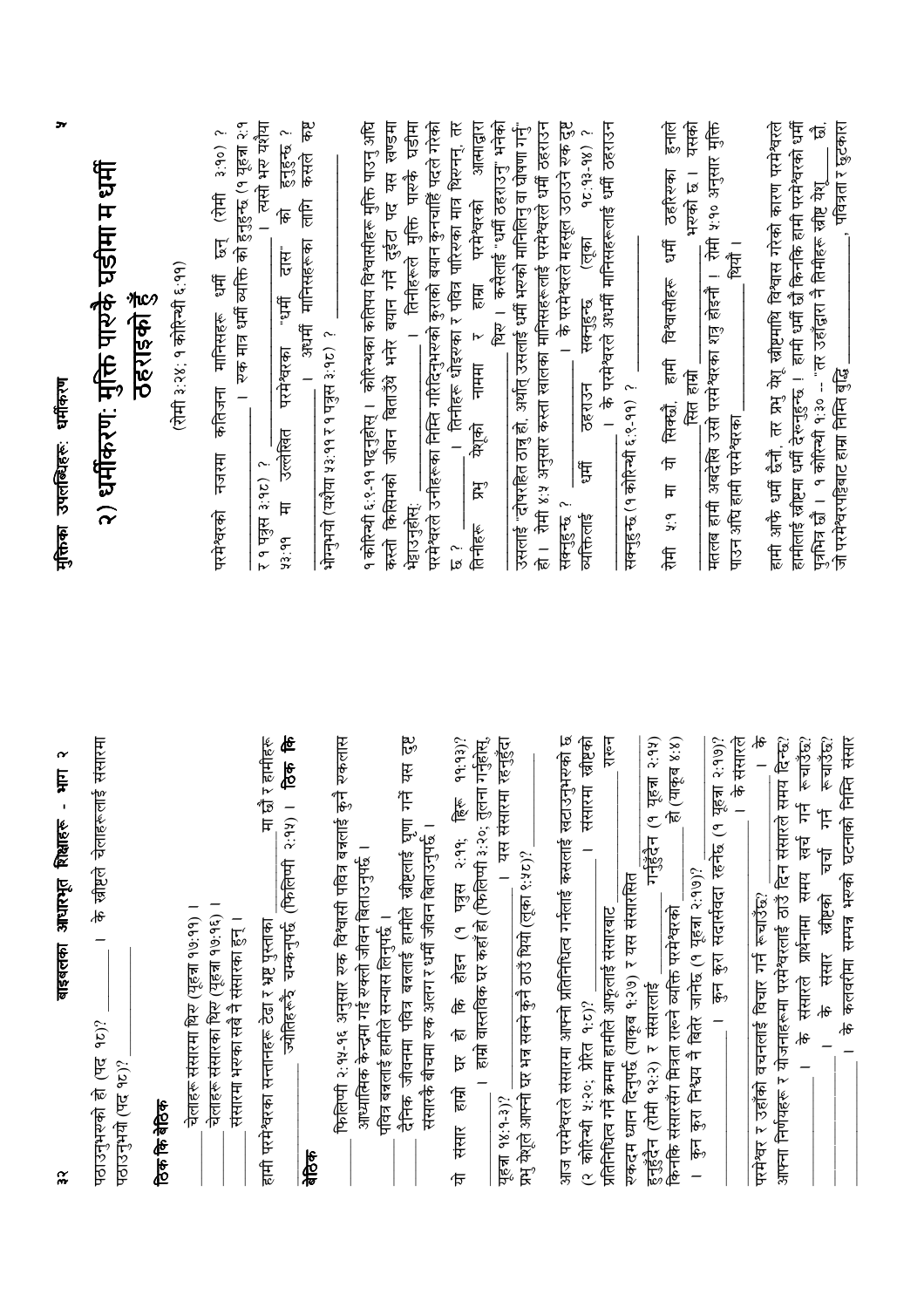पठाउनुभएको हो (पद १८)? ______ । के ख्रीष्टले चेलाहरूलाई संसारमा पठाउनुभयो (पद १८)? ______

**ठीक कि बेठीक**

___ चेलाहरू संसारमा थिए (यूहन्ना १७:११) ।
___ चेलाहरू संसारका थिए (यूहन्ना १७:१६) ।
___ संसारमा भएका सबै नै संसारका हुन् ।

हामी परमेश्वरका सन्तानहरू टेढा र भ्रष्ट पुस्ताका ______ मा छौं र हामीहरू ______ ज्योतिहरूझैं चम्कनुपर्छ (फिलिप्पी २:१५) । **ठीक कि बेठीक**

___ फिलिप्पी २:१५-१६ अनुसार एक विश्वासी पवित्र बन्नलाई कुनै एकलास आध्यात्मिक केन्द्रमा गई एक्लो जीवन बिताउनुपर्छ ।
___ पवित्र बन्नलाई हामीले सन्न्यास लिनुपर्छ ।
___ दैनिक जीवनमा पवित्र बन्नलाई हामीले ख्रीष्टलाई पुग्ण गर्नें यस दुष्ट संसारकै बीचमा एक अलग र धर्मी जीवन बिताउनुपर्छ ।

यो संसार हाम्रो घर हो कि होइन (१ पत्रुस २:११; हिब्रू ११:१३)? ______ । हाम्रो वास्तविक घर कहाँ हो (फिलिप्पी ३:२०; तुलना गर्नुहोस्, यूहन्ना १४:१-३)? ______ । यस संसारमा रहनुहुँदा प्रभु येशूले आफ्नो घर भन्न सक्ने कुनै ठाउँ थियो (लूका ९:५८)? ______

आज परमेश्वरले संसारमा आफ्नो प्रतिनिधित्व गर्नलाई कसलाई खटाउनुभएको छ (२ कोरिन्थी ५:२०; प्रेरित १:८)? ______ । संसारमा ख्रीष्टको प्रतिनिधित्व गर्ने क्रममा हामीले आफूलाई संसारबाट ______ राख्न एकदम ध्यान दिनुपर्छ (याकूब १:२७) र यस संसारसित ______ हुनुहुँदैन (रोमी १२:२) र संसारलाई ______ गर्नुहुँदैन (१ यूहन्ना २:१५) किनकि संसारसँग मित्रता राख्ने व्यक्ति परमेश्वरको ______ हो (याकूब ४:४) । कुन कुरा निश्चय नै बितेर जानेछ (१ यूहन्ना २:१७)? ______ । कुन कुरा सदासर्वदा रहनेछ (१ यूहन्ना २:१७)? ______ । के संसारले परमेश्वर र उहाँको वचनलाई विचार गर्न रूचाउँछ? ______ । के आफ्ना निर्णयहरू र योजनाहरूमा संसारले परमेश्वरलाई ठाउँ दिन्छ? ______ । के संसारले प्रार्थनामा समय खर्च गर्न रूचाउँछ? ______ । के संसार ख्रीष्टको चर्चा गर्न रूचाउँछ? ______ । के कलवरीमा सम्पन्न भएको घटनाको निम्ति संसार

## २) धर्मीकरण: मुक्ति पाएकै घडीमा म धर्मी ठहराइको हुँ

(रोमी ३:२४; १ कोरिन्थी ६:११)

परमेश्वरको नजरमा कतिजना मानिसहरू धर्मी छन् (रोमी ३:१०)? ______ । एक मात्र धर्मी व्यक्ति को हुनुहुन्छ (१ यूहन्ना २:१ र १ पत्रुस ३:१८)? ______ । त्यसो भए यशैया ५३:११ मा उल्लेखित परमेश्वरका "धर्मी दास" को हुनुहुन्छ? ______ । अधर्मी मानिसहरूका लागि कसले कष्ट भोग्नुभयो (यशैया ५३:११ र १ पत्रुस ३:१८)? ______

१ कोरिन्थी ६:९-११ पढ्नुहोस् । कोरिन्थका कतिपय विश्वासीहरू मुक्ति पाउनु अघि कस्तो किसिमको जीवन बिताउँथे भनेर बयान गर्ने दुईटा पद यस खण्डमा भेट्टाउनुहोस्: ______ । तिनीहरूले मुक्ति पाएकै घडीमा परमेश्वरले उनीहरूका निम्ति गरिदिनुभएका कुराको बयान कुनचाहिँ पदले गरेको छ? ______ । तिनीहरू धोइएका र पवित्र पारिएका मात्र थिएनन्, तर तिनीहरू प्रभु येशूको नाममा र हाम्रा परमेश्वरको आत्माद्वारा ______ थिए । कसैलाई "धर्मी ठहराउनु" भनेको उसलाई "दोषरहित ठान्नु हो, अर्थात् उसलाई धर्मी भएको मानिलिनु वा घोषणा गर्नु" हो । रोमी ४:५ अनुसार कस्ता खालका मानिसहरूलाई परमेश्वरले धर्मी ठहराउन सक्नुहुन्छ? ______ । के परमेश्वरले महसूल उठाउने एक दुष्ट व्यक्तिलाई धर्मी ठहराउन सक्नुहुन्छ (लूका १८:१३-१४)? ______ । के परमेश्वरले अधर्मी मानिसहरूलाई धर्मी ठहराउन सक्नुहुन्छ (१ कोरिन्थी ६:९-११)? ______

रोमी ५:१ मा यो सिक्छौं, हामी विश्वासीहरू धर्मी ठहरिएका हुनाले ______ सित हाम्रो ______ भएको छ । यसको मतलब हामी अबदेखि उसै परमेश्वरका शत्रु होइनौं । रोमी ५:१० अनुसार मुक्ति पाउन अघि हामी परमेश्वरका ______ थियौं ।

हामी आफै धर्मी छैनौं, तर प्रभु येशू ख्रीष्टमाथि विश्वास गरेको कारण परमेश्वरले हामीलाई ख्रीष्टमा धर्मी देख्नुहुन्छ । हामी धर्मी छौं किनकि हामी परमेश्वरको धर्मी पुत्रभित्र छौं । १ कोरिन्थी १:३० -- "तर उहाँद्वारा नै तिमीहरू ख्रीष्ट येशू______ छौ, जो परमेश्वरपट्टिबाट हाम्रा निम्ति बुद्धि ______, पवित्रता र छुटकारा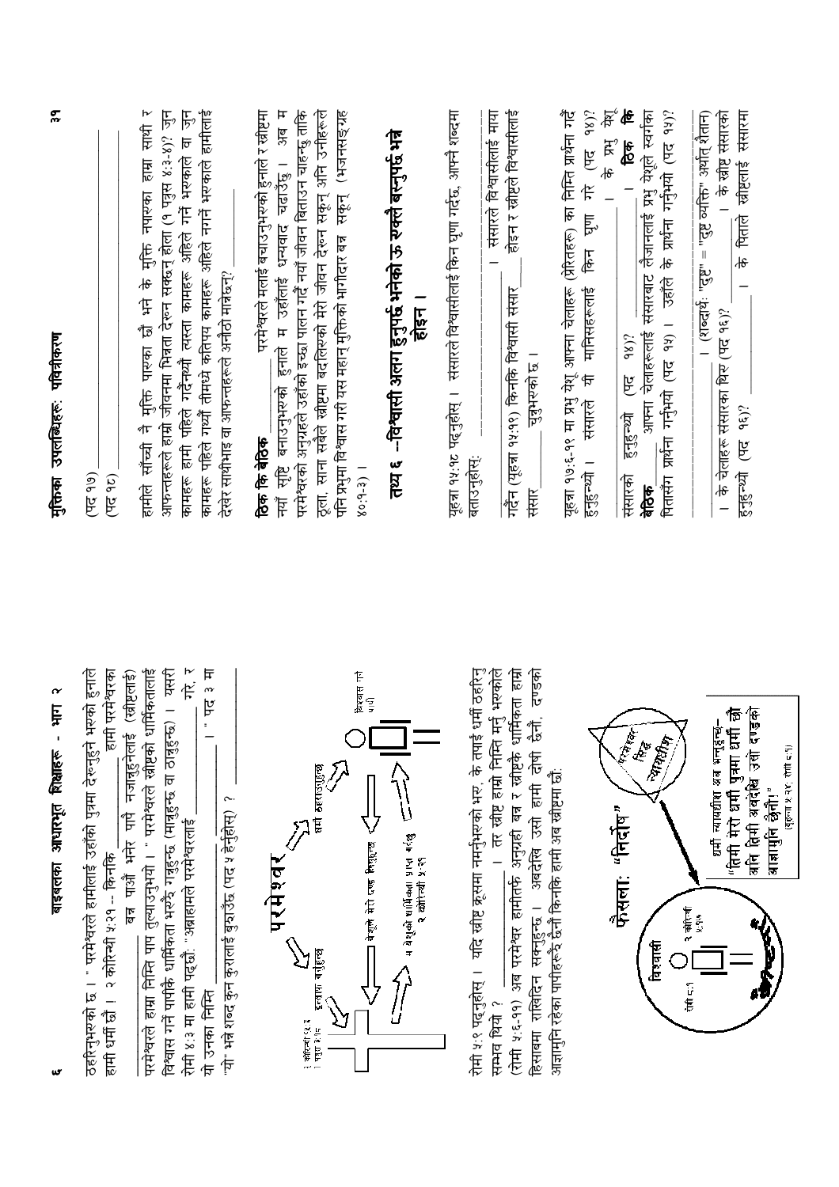# बाइबलका आधारभूत शिक्षाहरू - भाग २

ठहरिनुभएको छ । " परमेश्वरले हामीलाई उहाँको पुत्रमा देख्नुहुने भएको हुनाले हामी धर्मी छौं ! २ कोरिन्थी ५:२१ -- किनकि ______________ हामी परमेश्वरका ______________ बन पाऔं भनेर पापै नजान्नुहुनेलाई (ख्रीष्टलाई) ______________ परमेश्वरले हाम्रा निम्ति पाप तुल्याउनुभयो । " परमेश्वरले ख्रीष्टको धार्मिकतालाई विश्वास गर्ने पापीको धार्मिकता भन्ने गन्नुहुन्छ (मान्नुहुन्छ वा ठान्नुहुन्छ) । यसरी रोमी ४:३ मा हामी पढ्छौं: "अब्राहामले परमेश्वरलाई ______________ गरे, र यो उनका निम्ति ______________ ।" पद ३ मा "यो" भन्ने शब्द कुन कुरालाई बुझाउँछ (पद ५ हेर्नुहोस्) ? ______________

परमेश्वर

१ कोरिन्थी १:३० / १ पत्रुस ३:१८ — इन्साफ माग्नुहुन्छ

धर्म ठहराउनुहुन्छ

येशूले मेरो दण्ड लिनुहुन्छ

म येशूको धार्मिकता प्राप्त गर्दछु — २ कोरिन्थी ५:२१

विश्वास गर्ने पापी

रोमी ५:९ पढ्नुहोस् । यदि ख्रीष्ट क्रूसमा नमर्नुभएको भए, के तपाईं धर्मी ठहरिनु सम्भव थियो ? ______________ । तर ख्रीष्ट हाम्रा निम्ति मर्नु भएकोले (रोमी ५:६-११) अब परमेश्वर हामीतर्फ अनुग्रही बन्न र ख्रीष्टको धार्मिकता हाम्रो हिसाबमा राखिदिन सक्नुहुन्छ । अबदेखि उसो हामी दोषी छैनौं, दण्डको आज्ञामुनि रहेका पापीहरू छैनौं किनकि हामी अब ख्रीष्टमा छौं:

फैसला: "निर्दोष"

विश्वासी — रोमी ८:१ — २ कोरिन्थी ५:२१

परमेश्वर पिता न्यायाधीश

धर्मी न्यायधीश अब भन्नुहुन्छ– "तिमी मेरो पुत्रमा धर्मी छौ अनि तिमी अबदेखि उसो दण्डको आज्ञामुनि छैनौ!" (यूहन्ना ५:२४; रोमी ८:१)

# मुक्तिका उपलब्धिहरू: पवित्रीकरण

(पद १७) ______________

(पद १८) ______________

हामीले साँच्चै नै मुक्ति पाएका छौं भने के मुक्ति नपाएका हाम्रा साथी र आफन्तहरूले हाम्रो जीवनमा भिन्नता देख्न सक्छन् होला (१ पत्रुस ४:३-४)? जुन कामहरू हामी पहिले गर्दथ्यौं त्यस्ता कामहरू अहिले गर्नै भएकाले वा जुन कामहरू पहिले गर्थ्यौं तीमध्ये कतिपय कामहरू अहिले नगर्ने भएकाले हामीलाई देखेर साथीभाइ वा आफन्तहरूले अनौठो मान्छन्? ______________

**ठिक कि बेठिक** ______________ परमेश्वरले मलाई बचाउनुभएको हुनाले र ख्रीष्टमा नयाँ सृष्टि बनाउनुभएको हुनाले म उहाँलाई धन्यवाद चढाउँछु । अब म परमेश्वरको अनुग्रहले उहाँको इच्छा पालन गर्दै नयाँ जीवन बिताउन चाहन्छु ताकि ठूला, साना सबैले ख्रीष्टमा बदलिएको मेरो जीवन देख्न सकून् अनि उनीहरूले पनि प्रभुमा विश्वास गरी यस महान् मुक्तिको भागीदार बन्न सकून् (भजनसङ्ग्रह ४०:१-३) ।

## तथ्य ६ --विश्वासी अलग हुनुपर्छ भनेको ऊ एक्लै बस्नुपर्छ भन्ने होइन ।

यूहन्ना १५:१८ पढ्नुहोस् । संसारले विश्वासीलाई किन घृणा गर्दछ, आफ्नै शब्दमा बताउनुहोस्: ______________ । संसारले विश्वासीलाई माया गर्दैन (यूहन्ना १५:१९) किनकि विश्वासी संसार ______________ होइन र ख्रीष्टले विश्वासीलाई संसार ______________ चुन्नुभएको छ ।

यूहन्ना १७:६-१९ मा प्रभु येशू आफ्ना चेलाहरू (प्रेरितहरू) का निम्ति प्रार्थना गर्दै हुनुहुन्थ्यो । संसारले यी मानिसहरूलाई किन घृणा गर्‍यो (पद १४)? ______________ । के प्रभु येशू संसारको हुनुहुन्थ्यो (पद १४)? ______________ । **ठिक कि बेठिक** ______________ आफ्ना चेलाहरूलाई संसारबाट लैजानलाई प्रभु येशूले स्वर्गका पितासँग प्रार्थना गर्नुभयो (पद १५) । उहाँले के प्रार्थना गर्नुभयो (पद १५)? ______________ । (शब्दार्थ: "दुष्ट" = "दुष्ट व्यक्ति" अर्थात् शैतान) । के चेलाहरू संसारका थिए (पद १६)? ______________ । के ख्रीष्ट संसारको हुनुहुन्थ्यो (पद १६)? ______________ । के पिताले ख्रीष्टलाई संसारमा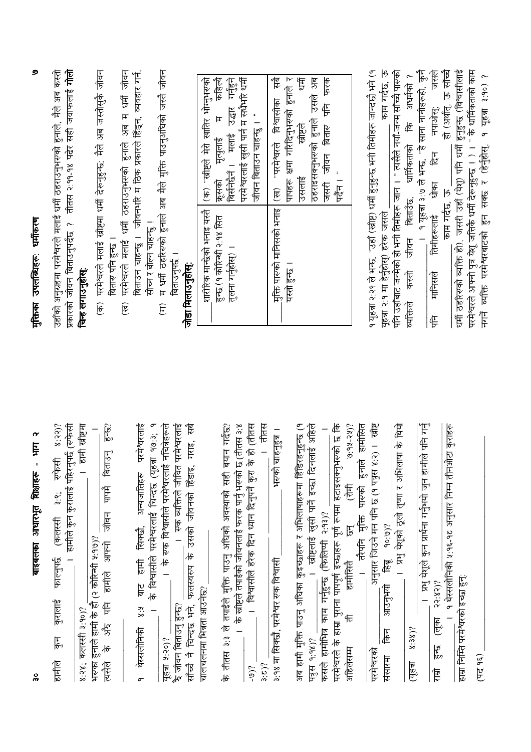## मुक्तिका उपलब्धिहरू: धर्मीकरण

उहाँको अनुग्रहमा परमेश्वरले मलाई धर्मी ठहराउनुभएको हुनाले, मैले अब कस्तो प्रकारको जीवन बिताउनुपर्दछ ? तीतस २:११-१४ पढेर सही जवाफलाई **गोलो चिन्ह लगाउनुहोस्:**

(क) परमेश्वरले मलाई ख्रीष्टमा धर्मी देख्नुहुन्छ; मैले अब जस्तोसुकै जीवन बिताए पनि हुन्छ ।

(ख) परमेश्वरले मलाई धर्मी ठहराउनुभएको हुनाले अब म धर्मी जीवन बिताउन चाहन्छु । जीवनभरि म ठिक प्रकारले हिँड्न, व्यवहार गर्न, सोच्न र बोल्न चाहन्छु ।

(ग) म धर्मी ठहरिएको हुनाले अब मैले मुक्ति पाउनुअघिको जस्तै जीवन बिताउनुपर्छ ।

**जोडा मिलाउनुहोस्:**

| | |
|---|---|
| ______ शारीरिक मान्छेको भनाइ यस्तै हुन्छ (१ कोरिन्थी २:१४ सित तुलना गर्नुहोस्) । | (क) "ख्रीष्टले मेरो खातिर भोग्नुभएको क्रूसको मृत्युलाई म कहिल्यै बिर्सनेछैनँ । मलाई उद्धार गर्नुहुने परमेश्वरलाई खुसी पार्न म सधैंभरि धर्मी जीवन बिताउन चाहन्छु ।" |
| ______ मुक्ति पाएको मानिसको भनाइ यस्तो हुन्छ । | (ख) "परमेश्वरले विश्वासीका सबै पापहरू क्षमा गरिदिनुभएको हुनाले र उसलाई ख्रीष्टले धर्मी ठहराइसक्नुभएको हुनाले उसले अब जसरी जीवन बिताए पनि फरक पर्दैन ।" |

१ यूहन्ना २:२९ ले भन्छ, "उहाँ (ख्रीष्ट) धर्मी हुनुहुन्छ भनी तिमीहरू जान्दछौ भने (१ यूहन्ना २:१ मा हेर्नुहोस्) हरेक जसले ______ काम गर्दछ, ऊ पनि उहाँबाट जन्मेको हो भनी तिमीहरू जान ।" त्यसैले नयाँ-जन्म साँच्चै पाएको व्यक्तिले कस्तो जीवन बिताउँछ, धार्मिकताको कि अधर्मको ? ______ । १ यूहन्ना ३:७ ले भन्छ, "हे साना नानीहरू, कुनै पनि मानिसले तिमीहरूलाई धोका दिन नपाओस्; जसले ______ काम गर्दछ, ऊ ______ हो (अर्थात्, ऊ साँच्चै धर्मी ठहरिएको व्यक्ति हो), जसरी उहाँ (येशू) पनि धर्मी हुनुहुन्छ (विश्वासीलाई परमेश्वरले आफ्नो पुत्र येशू जस्तै धर्मी देख्नुहुन्छ ।) ।" के धार्मिकताको काम नगर्ने व्यक्ति परमेश्वरबाटको हुन सक्छ र (हेर्नुहोस्, १ यूहन्ना ३:१०) ?

---

हामीले कुन कुरालाई फाल्नुपर्छ (कलस्सी ३:९; एफेसी ४:२२)? ______ । हामीले कुन कुरालाई पहिरनुपर्छ (एफेसी ४:२४; कलस्सी ३:१०)? ______ । हामी ख्रीष्टमा भएका हुनाले हामी के हौं (२ कोरिन्थी ५:१७)? ______ । त्यसैले के अझै पनि हामीले आफ्नो जीवन पापमै बिताउनु हुन्छ? ______

१ थेस्सलोनिकी ४:५ बाट हामी सिक्छौं, अन्यजातिहरू परमेश्वरलाई ______ । के विश्वासीले परमेश्वरलाई चिन्दछ (यूहन्ना १७:३; १ यूहन्ना ५:२०)? ______ । के विश्वासीले परमेश्वरलाई नचिनेहरूले झैं जीवन बिताउनु हुन्छ? ______ । एक व्यक्तिले जीवित परमेश्वरलाई साँच्चै नै चिन्दछ भने, फलस्वरूप के उसको जीवनको हिँडाइ, गराइ, सबै चालचलनमा भिन्नता आउनेछ? ______

के तीतस ३:३ ले तपाईंले मुक्ति पाउनु अघिको अवस्थाको सही बयान गर्दछ? ______ । के ख्रीष्टले तपाईंको जीवनलाई फरक पार्नुभएको छ (तीतस ३:४-७)? ______ । विश्वासीले हरेक दिन ध्यान दिनुपर्ने कुरा के हो (तीतस ३:८)? ______ । तीतस ३:१४ मा सिक्छौं, परमेश्वर एक विश्वासी ______ भएको चाहनुहुन्छ ।

अब हामी मुक्ति पाउनु अघिका कुइच्छाहरू र अभिलाषाहरूमा हिँड्दैनौं (१ पत्रुस १:१४)? ______ । ख्रीष्टलाई खुसी पार्ने इच्छा दिनलाई अहिले कसले हामीभित्र काम गर्नुहुन्छ (फिलिप्पी २:१३)? ______ । परमेश्वरले के हाम्रा पुराना पापपूर्ण इच्छाहरू पूर्ण रूपमा हटाइसक्नुभएको छ कि अहिलेसम्म ती हामीसितै छन् (रोमी ७:१४-२५)? ______ । तैपनि मुक्ति पाएको हुनाले हामीसित परमेश्वरको ______ अनुसार जिउने मन पनि छ (१ पत्रुस ४:२) । ख्रीष्ट संसारमा किन आउनुभयो हिब्रू १०:७)? ______ । प्रभु येशूको ठूलो तृष्णा र अभिलाष के थियो (यूहन्ना ४:३४)? ______ । प्रभु येशूले कुन प्रार्थना गर्नुभयो जुन हामीले पनि गर्नु राम्रो हुन्छ (लूका २२:४२)? ______ । १ थेस्सलोनिकी ४:१६-१८ अनुसार निम्न तीनओटा कुराहरू हाम्रा निम्ति परमेश्वरको इच्छा हुन्:

(पद १६) ______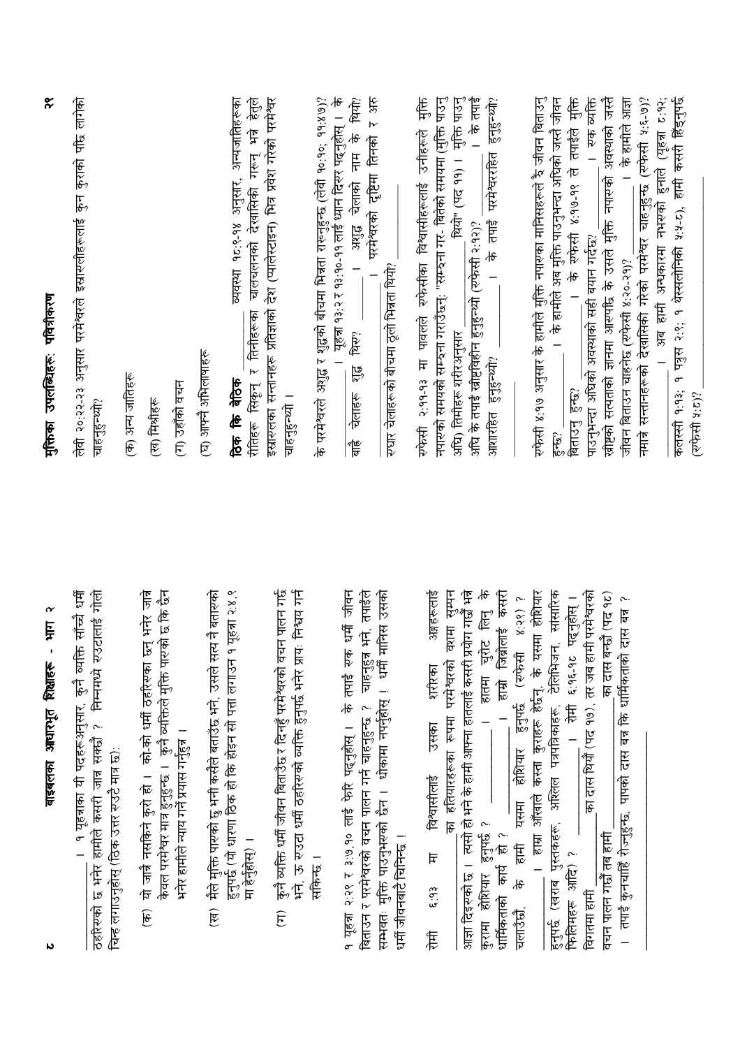______ । १ यूहन्नाका यी पदहरूअनुसार, कुनै व्यक्ति साँच्चै धर्मी ठहरिएको छ भनेर हामीले कसरी जान्न सक्छौं ? निम्नमध्ये एउटालाई गोलो चिन्ह लगाउनुहोस् (ठिक उत्तर एउटै मात्र छ):

(क) यो जान्न नसकिने कुरा हो । को-को धर्मी ठहरिएका छन् भनेर जान्ने केवल परमेश्वर मात्र हुनुहुन्छ । कुनै व्यक्तिले मुक्ति पाएको छ कि छैन भनेर हामीले न्याय गर्ने प्रयास गर्नुहुन्न ।

(ख) मैले मुक्ति पाएको छु भनी कसैले बताउँछ भने, उसले सत्य नै बताएको हुनुपर्छ (यो धारणा ठिक हो कि होइन सो पत्ता लगाउन १ यूहन्ना २:४,९ मा हेर्नुहोस्) ।

(ग) कुनै व्यक्ति धर्मी जीवन बिताउँछ र दिनहुँ परमेश्वरको वचन पालन गर्छ भने, ऊ एउटा धर्मी ठहरिएको व्यक्ति हुनुपर्छ भनेर प्रायः निश्चय गर्न सकिन्छ ।

१ यूहन्ना २:२९ र ३:७,१० लाई फेरि पढ्नुहोस् । के तपाईं एक धर्मी जीवन बिताउन र परमेश्वरको वचन पालन गर्न चाहनुहुन्छ ? चाहनुहुन्न भने, तपाईंले सम्भवतः मुक्ति पाउनुभएको छैन । धोकामा नपर्नुहोस् ! धर्मी मानिस उसको धर्मी जीवनबाटै चिनिन्छ !

रोमी ६:१३ मा विश्वासीलाई उसका शरीरका अङ्गहरूलाई ______ का हतियारहरूका रूपमा परमेश्वरको वशमा सुम्पन आज्ञा दिइएको छ । त्यसो हो भने के हामी आफ्ना हातलाई कसरी प्रयोग गर्छौं भन्ने कुरामा होशियार हुनुपर्छ ? ______ । हातमा चुरोट लिनु के धार्मिकताको कार्य हो ? ______ । हामी जिब्रोलाई कसरी चलाउँछौं, के हामी यसमा होशियार हुनुपर्छ (एफेसी ४:२९) ? ______ । हाम्रा आँखाले कस्ता कुराहरू हेर्छन्, के यसमा होशियार हुनुपर्छ (खराब पुस्तकहरू, अश्लिल पत्रपत्रिकाहरू, टेलिभिजन, सांसारिक फिलिमहरू आदि) ? ______ । रोमी ६:१६-१८ पढ्नुहोस् । विगतमा हामी ______ का दास थियौं (पद १७), तर जब हामी परमेश्वरको वचन पालन गर्छौं तब हामी ______ का दास बन्छौं (पद १८) । तपाईं कुनचाहिँ रोज्नुहुन्छ, पापको दास बन्न कि धार्मिकताको दास बन्न ? ______

## मुक्तिका उपलब्धिहरू: पवित्रीकरण

लेवी २०:२२-२३ अनुसार परमेश्वरले इस्राएलीहरूलाई कुन कुराको पछि लागेको चाहनुहुन्थ्यो?

(क) अन्य जातिहरू

(ख) मिश्रीहरू

(ग) उहाँको वचन

(घ) आफ्नै अभिलाषाहरू

**ठिक कि बेठिक** ______ व्यवस्था १८:९-१४ अनुसार, अन्यजातिहरूका रीतिहरू सिकून् र तिनीहरूका चालचलनको देखासिकी गरून् भन्ने हेतुले इस्राएलका सन्तानहरू प्रतिज्ञाको देश (प्यालेस्टाइन) भित्र प्रवेश गरेको परमेश्वर चाहनुहुन्थ्यो ।

के परमेश्वरले अशुद्ध र शुद्धको बीचमा भिन्नता राख्नुहुन्छ (लेवी १०:१०; ११:४७)? ______ । यूहन्ना १३:२ र १३:१०-११ लाई ध्यान दिएर पढ्नुहोस् । के बाह्र चेलाहरू शुद्ध थिए? ______ । अशुद्ध चेलाको नाम के थियो? ______ । परमेश्वरको दृष्टिमा तिनको र अरू एघार चेलाहरूको बीचमा ठूलो भिन्नता थियो? ______

एफेसी २:११-१३ मा पावलले एफेसीका विश्वासीहरूलाई उनीहरूले मुक्ति नपाएको समयको सम्झना गराउँछन्: "सम्झना गर- बितेको समयमा (मुक्ति पाउनु अघि) तिमीहरू शरीरअनुसार ______ थियौ" (पद ११) । मुक्ति पाउनु अघि के तपाईं ख्रीष्टविहीन हुनुहुन्थ्यो (एफेसी २:१२)? ______ । के तपाईं आशारहित हुनुहुन्थ्यो? ______ । के तपाईं परमेश्वररहित हुनुहुन्थ्यो? ______

एफेसी ४:१७ अनुसार के हामीले मुक्ति नपाएका मानिसहरूले झैं जीवन बिताउनु हुन्छ? ______ । के हामीले अब मुक्ति पाउनुभन्दा अघिको जस्तै जीवन बिताउनु हुन्छ? ______ । के एफेसी ४:१७-१९ ले तपाईंले मुक्ति पाउनुभन्दा अघिको अवस्थाको सही बयान गर्दछ? ______ । एक व्यक्ति ख्रीष्टको सत्यताको ज्ञानमा आएपछि के उसले अझै मुक्ति नपाएको अवस्थाको जस्तै जीवन बिताउन चाहन्छ (एफेसी ४:२०-२१)? ______ । के हामीले आज्ञा नमान्ने सन्तानहरूको देखासिकी गरेको परमेश्वर चाहनुहुन्छ (एफेसी ५:६-७)? ______ । अब हामी अन्धकारमा नभएको हुनाले (यूहन्ना ८:१२; कलस्सी १:१३; १ पत्रुस २:९; १ थेस्सलोनिकी ५:४-८), हामी कसरी हिँड्नुपर्छ (एफेसी ५:८)? ______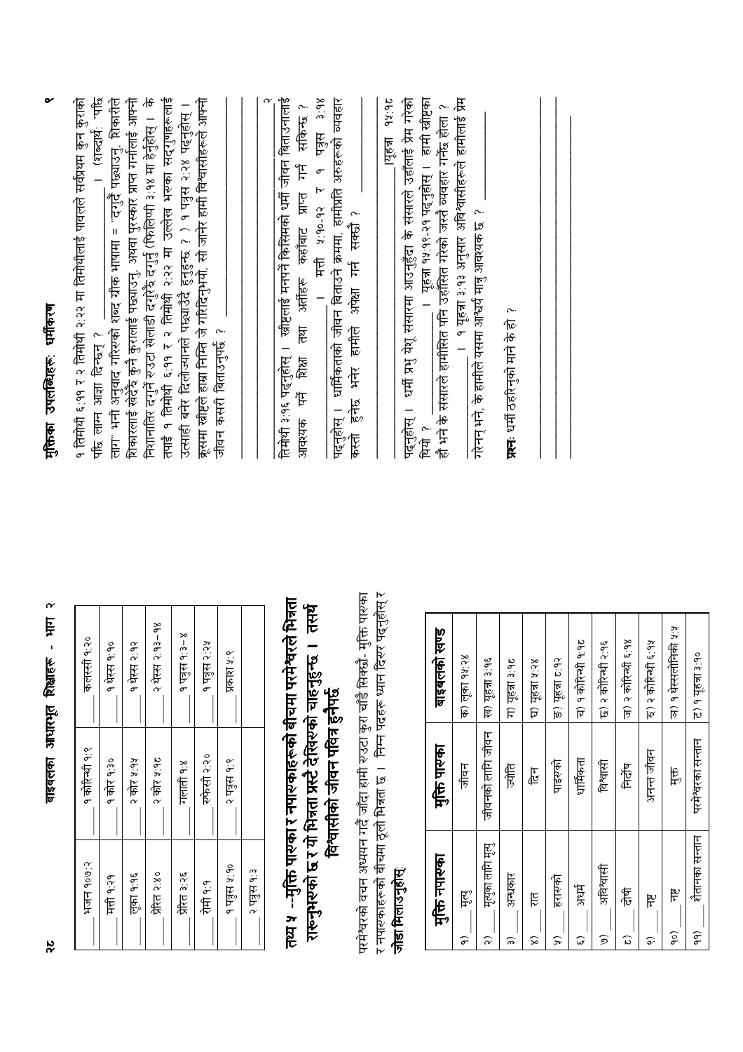| | |
|---|---|
| _____ भजन १०७:२ | _____ १ कोरिन्थी १:९ |
| _____ कलस्सी १:२० | _____ मत्ती १:२१ |
| _____ १ कोर १:३० | _____ १ थेस्स १:१० |
| _____ लूका १:१६ | _____ २ कोर ५:१५ |
| _____ १ थेस्स २:१२ | _____ प्रेरित २:४० |
| _____ २ कोर ५:१८ | _____ २ थेस्स २:१३-१४ |
| _____ प्रेरित ३:२६ | _____ गलाती १:४ |
| _____ १ पत्रुस १:३-४ | _____ रोमी १:१ |
| _____ एफेसी २:२० | _____ १ पत्रुस २:२५ |
| _____ १ पत्रुस ५:१० | _____ २ पत्रुस १:१ |
| _____ प्रकाश ५:९ | _____ २ पत्रुस १:३ |

## तथ्य ५ --मुक्ति पाएका र नपाएकाहरूको बीचमा परमेश्वरले भिन्नता राख्नुभएको छ र यो भिन्नता प्रस्टै देखिएको चाहनुहुन्छ । तसर्थ विश्वासीको जीवन पवित्र हुनैपर्छ

परमेश्वरको वचन अध्ययन गर्दै जाँदा हामी रुउटा कुरा चाँडै सिक्छौं- मुक्ति पाएका र नपाएकाहरूको बीचमा ठूलो भिन्नता छ । निम्न पदहरू ध्यान दिएर पढ्नुहोस् र **जोडा मिलाउनुहोस्**

| मुक्ति नपाएका | मुक्ति पाएका | बाइबलको खण्ड |
|---|---|---|
| १) _____ मृत्यु | जीवन | क) लूका १५:२४ |
| २) _____ मृत्युका लागि मृत्यु | जीवनको लागि जीवन | ख) यूहन्ना ३:१६ |
| ३) _____ अन्धकार | ज्योति | ग) यूहन्ना ३:१८ |
| ४) _____ रात | दिन | घ) यूहन्ना ५:२४ |
| ५) _____ हराएको | पाइएको | ङ) यूहन्ना ८:१२ |
| ६) _____ अधर्म | धार्मिकता | च) १ कोरिन्थी १:१८ |
| ७) _____ अविश्वासी | विश्वासी | छ) २ कोरिन्थी २:१६ |
| ८) _____ दोषी | निर्दोष | ज) २ कोरिन्थी ६:१४ |
| ९) _____ नष्ट | अनन्त जीवन | झ) २ कोरिन्थी ६:१५ |
| १०) _____ नष्ट | मुक्त | ञ) १ थेस्सलोनिकी ५:५ |
| ११) _____ शैतानका सन्तान | परमेश्वरका सन्तान | ट) १ यूहन्ना ३:१० |

## मुक्तिका उपलब्धिहरू: धर्मीकरण

१ तिमोथी ६:११ र २ तिमोथी २:२२ मा तिमोथीलाई पावलले सर्वप्रथम कुन कुराको पछि लाग्न आज्ञा दिन्छन् ? _____________________ । (शब्दार्थ: "पछि लाग" भनी अनुवाद गरिएको शब्द ग्रीक भाषामा = "दगुर्दै पछ्याउनु, शिकारीले शिकारलाई खेदेझैं कुनै कुरालाई पछ्याउनु, अथवा पुरस्कार प्राप्त गर्नलाई आफ्नो निशानातिर दगुर्ने रुउटा खेलाडी दगुरेझैं दगुर्नु (फिलिप्पी ३:१४ मा हेर्नुहोस् । के तपाईं १ तिमोथी ६:११ र २ तिमोथी २:२२ मा उल्लेख भएका सद्गुणहरूलाई उत्साही बनेर हिलोज्याउने पछ्याउँदै हुनुहुन्छ ? ) १ पत्रुस २:२४ पढ्नुहोस् । क्रूसमा ख्रीष्टले हाम्रा निम्ति जे गरिदिनुभयो, सो जानेर हामी विश्वासीहरूले आफ्नो जीवन कसरी बिताउनुपर्छ ? _____________________

_____________________

_____________________

तिमोथी ३:१६ पढ्नुहोस् । ख्रीष्टलाई मनपर्ने किसिमको धर्मी जीवन बिताउनलाई आवश्यक पर्ने शिक्षा तथा अर्तिहरू कहाँबाट प्राप्त गर्न सकिन्छ ? _____________________ । मत्ती ५:१०-१२ र १ पत्रुस ३:१४ पढ्नुहोस् । धार्मिकताको जीवन बिताउने क्रममा, हामीप्रति अरुहरूको व्यवहार कस्तो हुनेछ भनेर हामीले अपेक्षा गर्न सक्छौं ? _____________________

_____________________ यूहन्ना १५:१८ पढ्नुहोस् । धर्मी प्रभु येशू संसारमा आउनुहुँदा के संसारले उहाँलाई प्रेम गरेको थियो ? _____________________ । यूहन्ना १५:१९-२१ पढ्नुहोस् । हामी ख्रीष्टका हौं भने के संसारले हामीसित पनि उहाँसित गरेको जस्तै व्यवहार गर्नेछ होला ? _____________________ । १ यूहन्ना ३:१३ अनुसार अविश्वासीहरूले हामीलाई प्रेम गरेनन् भने, के हामीले यसमा आश्चर्य मान्नु आवश्यक छ ? _____________________

**प्रश्न:** धर्मी ठहरिनुको माने के हो ?

_____________________

_____________________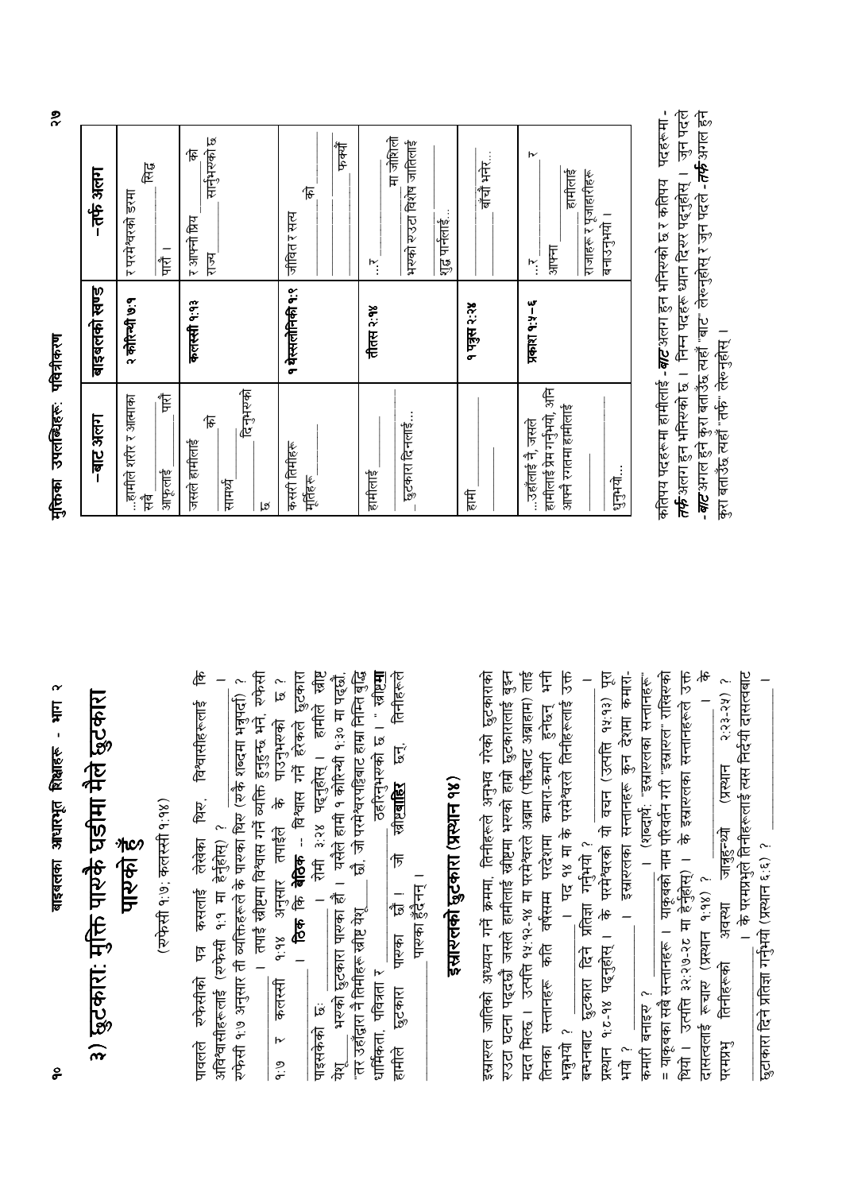# ३) छुटकारा: मुक्ति पाएकै घडीमा मैले छुटकारा पाएको हुँ

(एफेसी १:७; कलस्सी १:१४)

पावलले एफेसीको पत्र कसलाई लेखेका थिए, विश्वासीहरूलाई कि अविश्वासीहरूलाई (एफेसी १:१ मा हेर्नुहोस्) ? __________ । एफेसी १:७ अनुसार ती व्यक्तिहरूले के पाएका थिए (रुके शब्दमा भन्नुपर्दा) ? __________ । तपाईं ख्रीष्टमा विश्वास गर्ने व्यक्ति हुनुहुन्छ भने, एफेसी १:७ र कलस्सी १:१४ अनुसार तपाईंले के पाउनुभएको छ ? __________ । **ठिक** कि **बेठिक** -- विश्वास गर्ने हरेकले छुटकारा पाइसकेको छ: __________ । रोमी ३:२४ पढ्नुहोस् । हामीले ख्रीष्ट येशू __________ भएको छुटकारा पाएका हौं । यसैले हामी १ कोरिन्थी १:३० मा पढ्छौं, "तर उहाँद्वारा नै तिमीहरू ख्रीष्ट येशू __________ छौ, जो परमेश्वरपट्टिबाट हाम्रा निम्ति बुद्धि धार्मिकता, पवित्रता र __________ ठहरिनुभएको छ ।" ख्रीष्ट**मा** हामीले छुटकारा पाएका छौं । जो ख्रीष्ट**बाहिर** छन्, तिनीहरूले __________ पाएका हुँदैनन् ।

## इस्राएलको छुटकारा (प्रस्थान १४)

इस्राएल जातिको अध्ययन गर्ने क्रममा, तिनीहरूले अनुभव गरेको छुटकाराको एउटा घटना पढ्छौं जसले हामीलाई ख्रीष्टमा भएको हाम्रो छुटकारालाई बुझ्न मदत मिल्छ । उत्पत्ति १५:१२-१४ मा परमेश्वरले अब्राम (पछिबाट अब्राहाम) लाई तिनका सन्तानहरू कति वर्षसम्म परदेशमा कमारा-कमारी हुनेछन् भनी भन्नुभयो ? __________ । पद १४ मा के परमेश्वरले तिनीहरूलाई उक्त बन्धनबाट छुटकारा दिने प्रतिज्ञा गर्नुभयो ? __________ । प्रस्थान १:८-१४ पढ्नुहोस् । के परमेश्वरको यो वचन (उत्पत्ति १५:१३) पूरा भयो ? __________ । इस्राएलका सन्तानहरू कुन देशमा कमारा-कमारी बनाइए ? __________ । (शब्दार्थ: "इस्राएलका सन्तानहरू" = याकूबका सबै सन्तानहरू । याकूबको नाम परिवर्तन गरी "इस्राएल" राखिएको थियो । उत्पत्ति ३२:२७-२८ मा हेर्नुहोस्) । के इस्राएलका सन्तानहरूले उक्त दासत्वलाई रुचाए (प्रस्थान १:१४) ? __________ । के परमप्रभु तिनीहरूको अवस्था जान्नुहुन्थ्यो (प्रस्थान २:२३-२५) ? __________ । के परमप्रभुले तिनीहरूलाई त्यस निर्दयी दासत्वबाट छुटकारा दिने प्रतिज्ञा गर्नुभयो (प्रस्थान ६:६) ? __________

| -बाट अलग | बाइबलको खण्ड | -तर्फ अलग |
|---|---|---|
| ...हामीले शरीर र आत्माका सबै __________ आफूलाई __________ पारौं | २ कोरिन्थी ७:१ | र परमेश्वरको डरमा __________ सिद्ध पारौं । |
| जसले हामीलाई __________ को सामर्थ्य __________ दिनुभएको छ | कलस्सी १:१३ | र आफ्नो प्रिय __________ को राज्य __________ सार्नुभएको छ |
| कसरी तिमीहरू __________ मूर्तिहरू __________ | १ थेस्सलोनिकी १:९ | जीवित र सत्य __________ को __________ फर्क्यौं |
| हामीलाई __________ छुटकारा दिनलाई... | तीतस २:१४ | ...र __________ मा जोशिलो भएको एउटा विशेष जातिलाई शुद्ध पार्नलाई... |
| हामी __________ | १ पत्रुस २:२४ | __________ बाँचौं भनेर... |
| ...उहाँलाई नै, जसले हामीलाई प्रेम गर्नुभयो, अनि आफ्नै रगतमा हामीलाई __________ धुनुभयो... | प्रकाश १:५-६ | ...र __________ र आफ्ना __________ हामीलाई राजाहरू र पुजारीहरू बनाउनुभयो । |

कतिपय पदहरूमा हामीलाई **-बाट** अलग हुन भनिएको छ र कतिपय पदहरूमा **-तर्फ** अलग हुन भनिएको छ । निम्न पदहरू ध्यान दिएर पढ्नुहोस् । जुन पदले **-बाट** अलग हुने कुरा बताउँछ त्यहाँ "बाट" लेख्नुहोस् र जुन पदले **-तर्फ** अलग हुने कुरा बताउँछ त्यहाँ "तर्फ" लेख्नुहोस् ।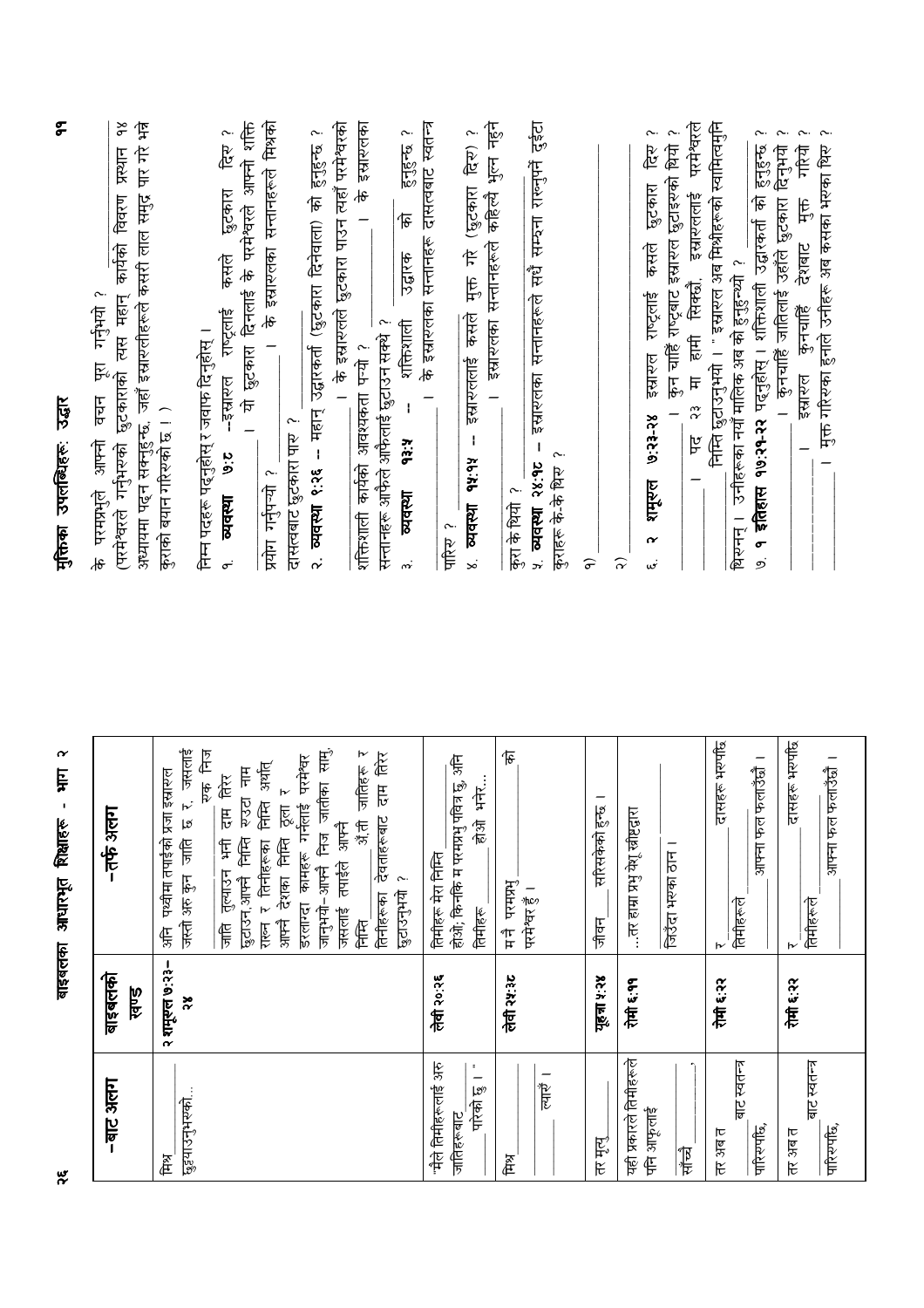# बाइबलका आधारभूत शिक्षाहरू - भाग २

| -बाट अलग | बाइबलको खण्ड | -तर्फ अलग |
|---|---|---|
| मिश्र ______ छुट्याउनुभएको... | २ शमूएल ७:२३–२४ | अनि पृथ्वीमा तपाईंको प्रजा इस्राएल जस्तो अरू कुन जाति छ र, जसलाई ______ एक निज जाति तुल्याउन भनी दाम तिरेर छुटाउन, आफ्नै निम्ति एउटा नाम राख्न र तिनीहरूका निम्ति अर्थात् आफ्नो देशका निम्ति ठूला र डरलाग्दा कामहरू गर्नलाई परमेश्वर जानुभयो– आफ्नो निज जातिका सामु, जसलाई तपाईंले आफ्नै निम्ति ______ अँ, ती जातिहरू र तिनीहरूका देवताहरूबाट दाम तिरेर छुटाउनुभयो ? |
| "मैले तिमीहरूलाई अरू जातिहरूबाट ______ पारेको छु।" | लेवी २०:२६ | तिमीहरू मेरा निम्ति ______ होओ, किनकि म परमप्रभु पवित्र छु, अनि तिमीहरू ______ होओ भनेर... |
| मिश्र ______ ______ ल्याएँ। | लेवी २५:३८ | म नै परमप्रभु ______ को परमेश्वर हुँ। |
| तर मृत्यु | यूहन्ना ५:२४ | जीवन ______ सरिसकेको हुन्छ। |
| यही प्रकारले तिमीहरूले पनि आफूलाई ______ साँच्चै ______, | रोमी ६:११ | ...तर हाम्रा प्रभु येशू ख्रीष्टद्वारा जिउँदा भएका ठान। |
| तर अब त ______ बाट स्वतन्त्र पारिएपछि, | रोमी ६:२२ | र ______ दासहरू भएपछि तिमीहरूले ______ आफ्ना फल फलाउँछौ। |
| तर अब त ______ बाट स्वतन्त्र पारिएपछि, | रोमी ६:२२ | र ______ दासहरू भएपछि तिमीहरूले ______ आफ्ना फल फलाउँछौ। |

# मुक्तिका उपलब्धिहरू: उद्धार

के परमप्रभुले आफ्नो वचन पूरा गर्नुभयो ?
(परमेश्वरले गर्नुभएको छुटकाराको त्यस महान् कार्यको विवरण प्रस्थान १४ अध्यायमा पढ्न सक्नुहुन्छ, जहाँ इस्राएलीहरूले कसरी लाल समुद्र पार गरे भन्ने कुराको बयान गरिएको छ।)

निम्न पदहरू पढ्नुहोस् र जवाफ दिनुहोस्।

१. **व्यवस्था ७:८** –इस्राएल राष्ट्रलाई कसले छुटकारा दिए ? ______। यो छुटकारा दिनलाई के परमेश्वरले आफ्नो शक्ति प्रयोग गर्नुभयो ? ______। के इस्राएलका सन्तानहरूले मिश्रको दासत्वबाट छुटकारा पाए ? ______

२. **व्यवस्था ९:२६** – महान् उद्धारकर्ता (छुटकारा दिनेवाला) को हुनुहुन्छ ? ______। के इस्राएलले छुटकारा पाउन त्यहाँ परमेश्वरको शक्तिशाली कार्यको आवश्यकता पर्‍यो ? ______। के इस्राएलका सन्तानहरू आफैले आफैलाई छुटाउन सक्थे ? ______

३. **व्यवस्था १३:५** – शक्तिशाली उद्धारक को हुनुहुन्छ ? ______। के इस्राएलका सन्तानहरू दासत्वबाट स्वतन्त्र पारिए ? ______

४. **व्यवस्था १५:१५** – इस्राएललाई कसले मुक्त गरे (छुटकारा दिए) ? ______। इस्राएलका सन्तानहरूले कहिल्यै भुल्न नहुने कुरा के थियो ? ______

५. **व्यवस्था २४:१८** – इस्राएलका सन्तानहरूले सधैं सम्झना राख्नुपर्ने दुईटा कुराहरू के-के थिए ?

१) ______

२) ______

६. **२ शमूएल ७:२३-२४** इस्राएल राष्ट्रलाई कसले छुटकारा दिए ? ______। कुन चाहिँ राष्ट्रबाट इस्राएल छुटाइएको थियो ? ______। पद २३ मा हामी सिक्छौं, इस्राएललाई परमेश्वरले ______ निम्ति छुटाउनुभयो। "इस्राएल अब मिश्रीहरूको स्वामित्वमुनि थिएनन्। उनीहरूका नयाँ मालिक अब को हुनुहुन्थ्यो ? ______

७. **१ इतिहास १७:२१-२२** पढ्नुहोस्। शक्तिशाली उद्धारकर्ता को हुनुहुन्छ ? ______। कुनचाहिँ जातिलाई उहाँले छुटकारा दिनुभयो ? ______। इस्राएल कुनचाहिँ देशबाट मुक्त गरियो ? ______। मुक्त गरिएका हुनाले उहीहरू अब कसका भएका थिए ? ______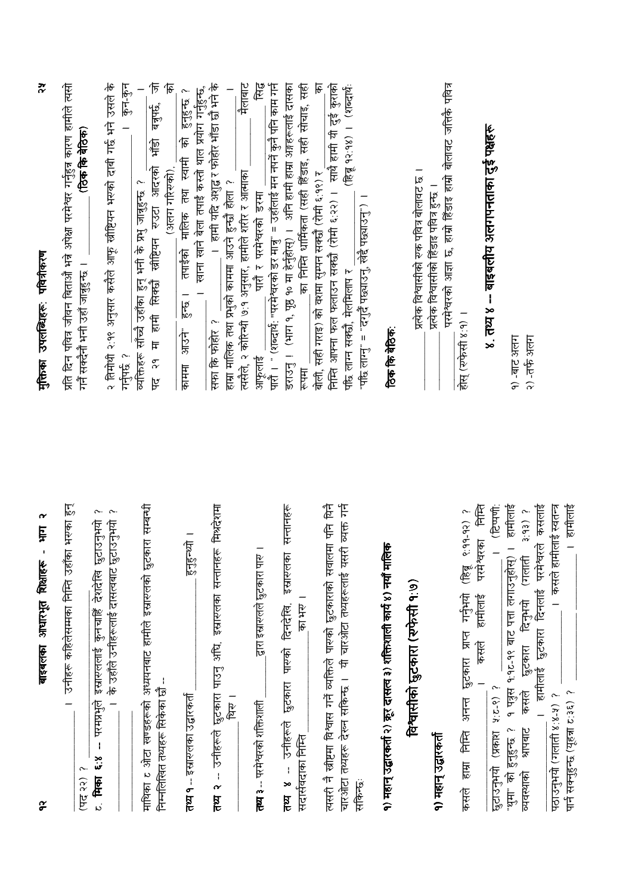(पद २२) ? \_\_\_\_\_\_\_\_\_\_\_\_\_\_\_ । उनीहरू कहिलेसम्मका निम्ति उहाँका भएका हुन्?

८. **मिका ६:४** -- परमप्रभुले इस्राएललाई कुनचाहिँ देशदेखि छुटाउनुभयो ? \_\_\_\_\_\_\_\_\_\_\_\_\_\_\_ । के उहाँले उनीहरूलाई दासत्वबाट छुटाउनुभयो ? \_\_\_\_\_\_\_\_\_\_\_\_\_\_\_

माथिका ८ ओटा खण्डहरूको अध्ययनबाट हामीले इस्राएलको छुटकारा सम्बन्धी निम्नलिखित तथ्यहरू सिकेका छौं --

**तथ्य १** -- इस्राएलका उद्धारकर्ता \_\_\_\_\_\_\_\_\_\_\_\_\_\_\_ हुनुहुन्थ्यो ।

**तथ्य २** -- उनीहरूले छुटकारा पाउनु अघि, इस्राएलका सन्तानहरू मिश्रदेशमा \_\_\_\_\_\_\_\_\_\_ थिए ।

**तथ्य ३** -- परमेश्वरको शक्तिशाली \_\_\_\_\_\_\_\_\_\_ द्वारा इस्राएलले छुटकारा पाए ।

**तथ्य ४** -- उनीहरूले छुटकारा पाएको दिनदेखि, इस्राएलका सन्तानहरू सदासर्वदाका निम्ति \_\_\_\_\_\_\_\_\_\_\_\_\_\_\_ का भए ।

त्यसरी नै ख्रीष्टमा विश्वास गर्ने व्यक्तिले पाएको छुटकाराको सवालमा पनि यिनै चारओटा तथ्यहरू देख्न सकिन्छ । यी चारओटा तथ्यहरूलाई यसरी व्यक्त गर्न सकिन्छः

**१) महान् उद्धारकर्ता २) क्रूर दासत्व ३) शक्तिशाली कार्य ४) नयाँ मालिक**

## विश्वासीको छुटकारा (एफेसी १:७)

### १) महान् उद्धारकर्ता

कसले हाम्रा निम्ति अनन्त छुटकारा प्राप्त गर्नुभयो (हिब्रू ९:११-१२) ? \_\_\_\_\_\_\_\_\_\_\_\_\_\_\_ । कसले हामीलाई परमेश्वरका निम्ति छुटाउनुभयो (प्रकाश ५:८-९) ? \_\_\_\_\_\_\_\_\_\_\_\_\_\_\_ । (टिप्पणी: "थुमा" को हुनुहुन्छ ? १ पत्रुस १:१८-१९ बाट पत्ता लगाउनुहोस्) । हामीलाई व्यवस्थाको श्रापबाट कसले छुटकारा दिनुभयो (गलाती ३:१३) ? \_\_\_\_\_\_\_\_\_\_\_\_\_\_\_ । हामीलाई छुटकारा दिनलाई परमेश्वरले कसलाई पठाउनुभयो (गलाती ४:४-५) ? \_\_\_\_\_\_\_\_\_\_\_\_\_\_\_ । कसले हामीलाई स्वतन्त्र पार्न सक्नुहुन्छ (यूहन्ना ८:३६) ? \_\_\_\_\_\_\_\_\_\_\_\_\_\_\_ । हामीलाई

---

## मुक्तिका उपलब्धिहरू: पवित्रीकरण

प्रति दिन पवित्र जीवन बिताउँ भन्ने अपेक्षा परमेश्वर गर्नुहुन्न कारण हामीले त्यसो गर्नै सक्दैनौं भनी उहाँ जान्नुहुन्छ । \_\_\_\_\_\_\_\_\_\_ **(ठिक कि बेठिक)**

२ तिमोथी २:१९ अनुसार कसैले आफू ख्रीष्टियन भएको दाबी गर्छ भने उसले के गर्नुपर्छ ? \_\_\_\_\_\_\_\_\_\_\_\_\_\_\_ । कुन-कुन व्यक्तिहरू साँच्चै उहाँका हुन् भनी के प्रभु जान्नुहुन्छ ? \_\_\_\_\_\_\_\_\_\_ । पद २१ मा हामी सिक्छौं ख्रीष्टियन एउटा आदरको भाँडो बन्नुपर्छ, जो \_\_\_\_\_\_\_\_\_\_ (अलग गरिएको), \_\_\_\_\_\_\_\_\_\_ को काममा आउने हुन्छ । तपाईंको मालिक तथा स्वामी को हुनुहुन्छ ? \_\_\_\_\_\_\_\_\_\_ । खाना खाने बेला तपाईं कस्तो थाल प्रयोग गर्नुहुन्छ, सफा कि फोहोर ? \_\_\_\_\_\_\_\_\_\_ । हामी यदि अशुद्ध र फोहोर भाँडा छौं भने के हाम्रा मालिक तथा प्रभुको काममा आउने हुन्छौं होला ? \_\_\_\_\_\_\_\_\_\_ । त्यसैले, २ कोरिन्थी ७:१ अनुसार, हामीले शरीर र आत्माका \_\_\_\_\_\_\_\_\_\_ मैलाबाट आफूलाई \_\_\_\_\_\_\_\_\_\_ पारौं र परमेश्वरको डरमा \_\_\_\_\_\_\_\_\_\_ सिद्ध पारौं । " (शब्दार्थ: "परमेश्वरको डर मान्नु" = उहाँलाई मन नपर्ने कुनै पनि काम गर्न डराउनु । (भाग १, पृष्ठ १० मा हेर्नुहोस्) । अनि हामी हाम्रा अङ्गहरूलाई दासका रूपमा \_\_\_\_\_\_\_\_\_\_ का निम्ति धार्मिकता (सही हिँडाइ, सही सोचाइ, सही बोली, सही गराइ) को वशमा सुम्पन सक्छौं (रोमी ६:१९) र \_\_\_\_\_\_\_\_\_\_ का निम्ति आफ्ना फल फलाउन सक्छौं (रोमी ६:२२) । साथै हामी यो दुई कुराको पछि लाग्न सक्छौं, मेलमिलाप र \_\_\_\_\_\_\_\_\_\_ (हिब्रू १२:१४) । (शब्दार्थः "पछि लाग्नु" = "दगुर्दै पछ्याउनु, खेदै पछ्याउनु") ।

**ठिक कि बेठिकः**

\_\_\_\_\_\_\_\_\_\_ प्रत्येक विश्वासीको एक पवित्र बोलावट छ ।

\_\_\_\_\_\_\_\_\_\_ प्रत्येक विश्वासीको हिँडाइ पवित्र हुन्छ ।

\_\_\_\_\_\_\_\_\_\_ परमेश्वरको आज्ञा छ, हाम्रो हिँडाइ हाम्रो बोलावट जत्तिकै पवित्र होस् (एफेसी ४:१) ।

### ५. तथ्य ४ -- बाइबलीय अलगपनताका दुई पक्षहरू

१) -बाट अलग

२) -तर्फ अलग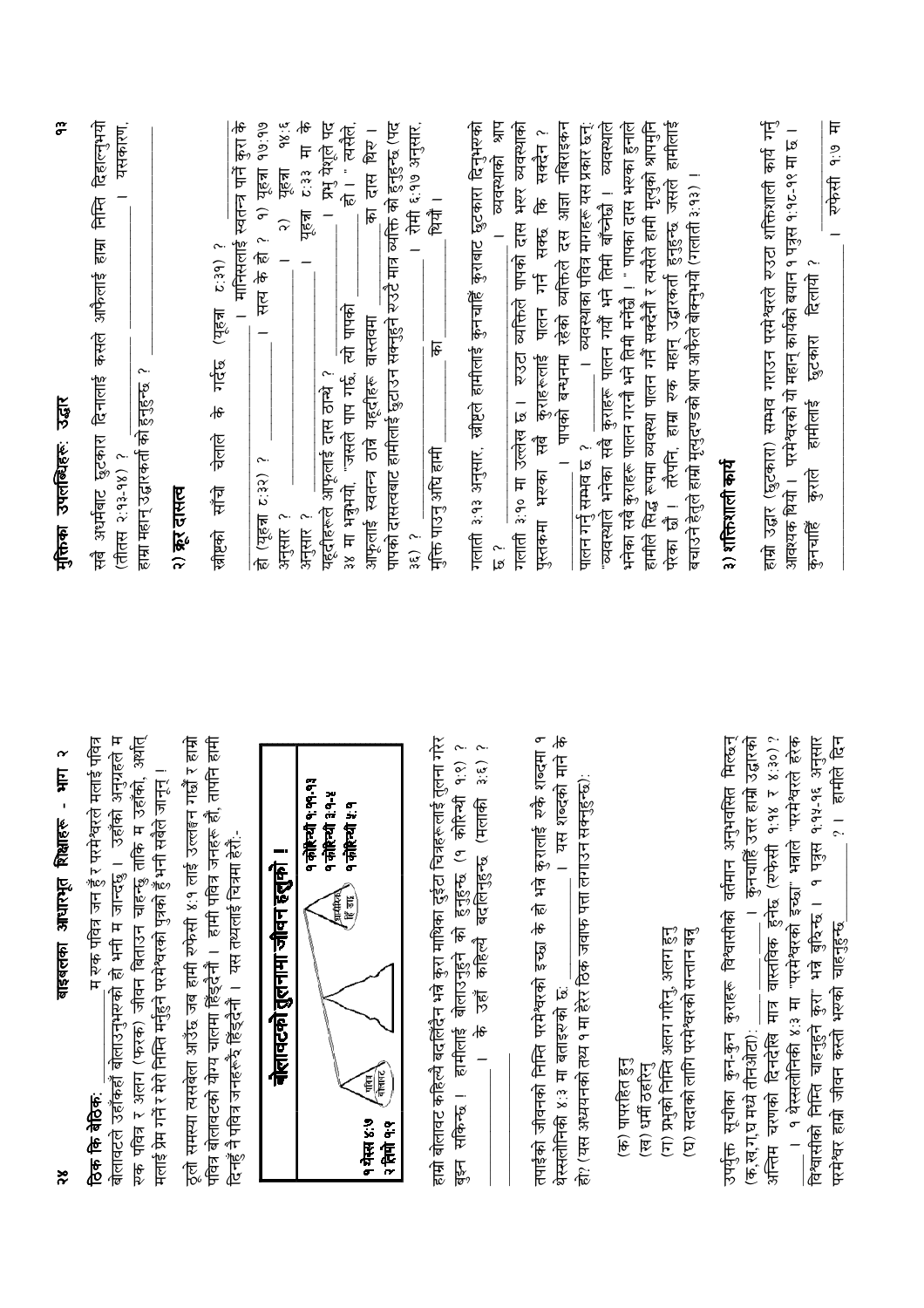**ठिक कि बेठिक:** ______ म एक पवित्र जन हुँ र परमेश्वरले मलाई पवित्र बोलावटले उहाँकहाँ बोलाउनुभएको हो भनी म जान्दछु । उहाँको अनुग्रहले म एक पवित्र र अलग (फरक) जीवन बिताउन चाहन्छु ताकि म उहाँको, अर्थात मलाई प्रेम गर्ने र मेरो निम्ति मर्नुहुने परमेश्वरको पुत्रको हुँ भनी सबैले जानून् ।

ठूलो समस्या त्यसबेला आउँछ जब हामी एफेसी ४:१ लाई उल्लङ्घन गर्छौं र हाम्रो पवित्र बोलावटको योग्य चालमा हिँड्दैनौं । हामी पवित्र जनहरू हौं, तापनि हामी दिनहुँ नै पवित्र जनहरूझैं हिँड्दैनौं । यस तथ्यलाई चित्रमा हेरौं:-

**बोलावटको तुलनामा जीवन हल्का !**

| पवित्र बोलावट | आत्मिक हिँडाइ |
|---|---|
| १ थेस्स ४:७ | १ कोरिन्थी १:११-१३ |
| २ तिमो १:९ | १ कोरिन्थी ३:१-५ |
| | १ कोरिन्थी ५:१ |

हाम्रो बोलावट कहिल्यै बदलिँदैन भन्ने कुरा माथिका दुईटा चित्रहरूलाई तुलना गरेर बुझ्न सकिन्छ । हामीलाई बोलाउनुहुने को हुनुहुन्छ (१ कोरिन्थी १:९)? ______ । के उहाँ कहिल्यै बदलिनुहुन्छ (मलाकी ३:६)? ______

तपाईंको जीवनको निम्ति परमेश्वरको इच्छा के हो भन्ने कुरालाई एकै शब्दमा १ थेस्सलोनिकी ४:३ मा बताइएको छ: ______ । यस शब्दको माने के हो? (यस अध्ययनको तथ्य १ मा हेरेर ठिक जवाफ पत्ता लगाउन सक्नुहुन्छ):

(क) पापरहित हुनु
(ख) धर्मी ठहरिनु
(ग) प्रभुको निम्ति अलग गरिनु, अलग हुनु
(घ) सदाको लागि परमेश्वरको सन्तान बन्नु

उपर्युक्त सूचीका कुन-कुन कुराहरू विश्वासीको वर्तमान अनुभवसित मिल्छन् (क,ख,ग,घ मध्ये तीनओटा): ______ । कुनचाहिँ उत्तर हाम्रो उद्धारको अन्तिम चरणको दिनदेखि मात्र वास्तविक हुनेछ (एफेसी १:१४ र ४:३०)? ______ । १ थेस्सलोनिकी ४:३ मा "परमेश्वरको इच्छा" भन्नाले "परमेश्वरले हरेक विश्वासीको निम्ति चाहनुहुने कुरा" भन्ने बुझिन्छ । १ पत्रुस १:१५-१६ अनुसार परमेश्वर हाम्रो जीवन कस्तो भएको चाहनुहुन्छ ______? । हामीले दिन

---

सबै अधर्मबाट छुटकारा दिनलाई कसले आफैलाई हाम्रा निम्ति दिनुहुनुभयो (तीतस २:१३-१४)? ______ । यसकारण, हाम्रा महान् उद्धारकर्ता को हुनुहुन्छ? ______

## २) क्रूर दासत्व

ख्रीष्टको साँचो चेलाले के गर्दछ (यूहन्ना ८:३१)? ______ । मानिसलाई स्वतन्त्र पार्ने कुरा के हो (यूहन्ना ८:३२)? ______ । सत्य के हो? १) यूहन्ना १७:१७ अनुसार? ______ । २) यूहन्ना १४:६ अनुसार? ______ । यूहन्ना ८:३३ मा के यहूदीहरूले आफूलाई दास ठान्थे? ______ । प्रभु येशूले पद ३४ मा भन्नुभयो, "जसले पाप गर्छ, त्यो पापको ______ हो ।" त्यसैले, आफूलाई स्वतन्त्र ठान्ने यहूदीहरू वास्तवमा ______ का दास थिए । पापको दासत्वबाट हामीलाई छुटाउन सक्नुहुने एउटै मात्र व्यक्ति को हुनुहुन्छ (पद ३६)? ______ । रोमी ६:१७ अनुसार, मुक्ति पाउनु अघि हामी ______ का ______ थियौं ।

गलाती ३:१३ अनुसार, ख्रीष्टले हामीलाई कुनचाहिँ कुराबाट छुटकारा दिनुभएको छ? ______ । व्यवस्थाको श्राप गलाती ३:१० मा उल्लेख छ । एउटा व्यक्तिले पापको दास भएर व्यवस्थाको पुस्तकमा भएका सबै कुराहरूलाई पालन गर्न सक्छ कि सक्दैन? ______ । पापको बन्धनमा रहेको व्यक्तिले दस आज्ञा निबिराइकन पालन गर्नु सम्भव छ? ______ । व्यवस्थाका पवित्र मागहरू यस प्रकार छन्: "व्यवस्थाले भनेका सबै कुराहरू पालन गर्यौ भने तिमी बाँच्नेछौ । व्यवस्थाले भनेका सबै कुराहरू पालन गरेनौ भने तिमी मर्नेछौ ।" पापका दास भएका हुनाले हामीले सिद्ध रूपमा व्यवस्था पालन गर्न सक्दैनौं र त्यसैले हामी मृत्युको श्रापमुनि परेका छौं । तैपनि, हाम्रा एक महान् उद्धारकर्ता हुनुहुन्छ जसले हामीलाई बचाउने हेतुले हाम्रो मृत्युदण्डको श्राप आफैले बोक्नुभयो (गलाती ३:१३) ।

## ३) शक्तिशाली कार्य

हाम्रो उद्धार (छुटकारा) सम्भव गराउन परमेश्वरले एउटा शक्तिशाली कार्य गर्नु आवश्यक थियो । परमेश्वरको यो महान् कार्यको बयान १ पत्रुस १:१८-१९ मा छ । कुनचाहिँ कुराले हामीलाई छुटकारा दिलायो? ______ । एफेसी १:७ मा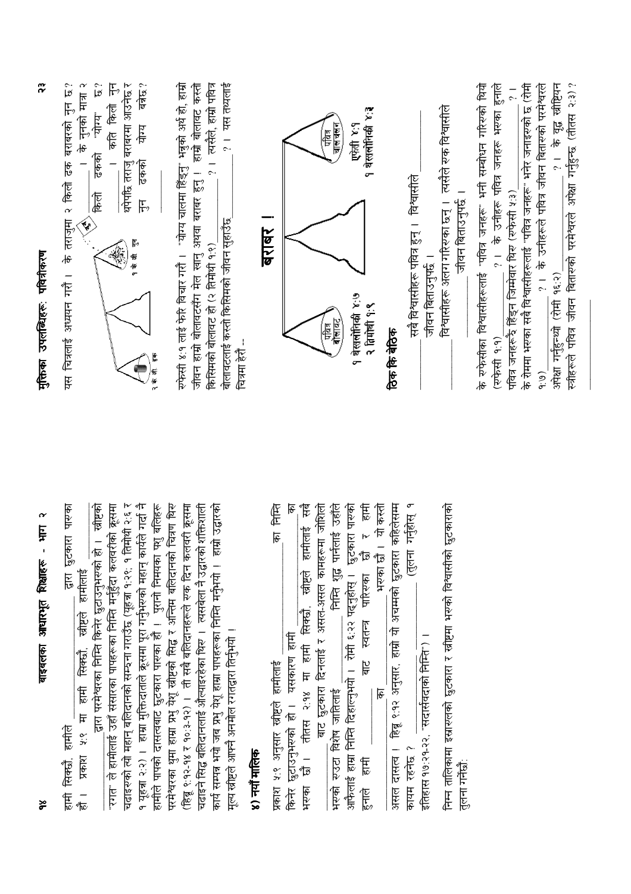हामी सिक्छौं, हामीले ______ द्वारा छुटकारा पाएका हौं। प्रकाश ५:९ मा हामी सिक्छौं, ख्रीष्टले हामीलाई ______ द्वारा परमेश्वरका निम्ति किनेर छुटाउनुभएको हो। ख्रीष्टको "रगत" ले हामीलाई उहाँ संसारका पापहरूका निम्ति मर्नुहुँदा कलवरीको क्रूसमा चढाइएको त्यो महान् बलिदानको सम्झना गराउँछ (यूहन्ना १:२९; १ तिमोथी २:६ र १ पत्रुस ३:२)। हाम्रा मुक्तिदाताले क्रूसमा पूरा गर्नुभएको महान् कार्यले गर्दा नै हामीले पापको दासत्वबाट छुटकारा पाएका हौं! पुरानो नियमका पशु बलिहरू परमेश्वरका थुमा हाम्रा प्रभु येशू ख्रीष्टको सिद्ध र अन्तिम बलिदानको चित्रण थिए (हिब्रू ९:१२-१४ र १०:३-१२)। ती सबै बलिदानहरूले एक दिन कलवरी क्रूसमा चढाइने सिद्ध बलिदानलाई औंल्याइरहेका थिए। त्यसबेला नै उद्धारको शक्तिशाली कार्य सम्पन्न भयो जब प्रभु येशू हाम्रा पापहरूका निम्ति मर्नुभयो। हाम्रो उद्धारको मूल्य ख्रीष्टले आफ्नै अनमोल रगतद्वारा तिर्नुभयो।

### ४) नयाँ मालिक

प्रकाश ५:९ अनुसार ख्रीष्टले हामीलाई ______ का निम्ति किनेर छुटाउनुभएको हो। यसकारण हामी ______ का भएका छौं। तीतस २:१४ मा हामी सिक्छौं, ख्रीष्टले हामीलाई सबै ______ बाट छुटकारा दिनलाई र असल-असल कामहरूमा जोशिलो भएको एउटा विशेष जातिलाई ______ निम्ति शुद्ध पार्नलाई उहाँले आफैलाई हाम्रा निम्ति दिहाल्नुभयो। रोमी ६:२२ पढ्नुहोस्। छुटकारा पाएको हुनाले हामी ______ बाट स्वतन्त्र पारिएका छौं र हामी ______ का ______ भएका छौं। यो कस्तो असल दासत्व! हिब्रू ९:१२ अनुसार, हाम्रो यो अचम्मको छुटकारा कहिलेसम्म कायम रहनेछ? ______ (तुलना गर्नुहोस् १ इतिहास १७:२१-२२, "सदासर्वदाको निम्ति")।

निम्न तालिकामा इस्राएलको छुटकारा र ख्रीष्टमा भएका विश्वासीको छुटकाराको तुलना गर्नेछौं:

---

यस चित्रलाई अध्ययन गर्नौ। के तराजुमा २ किलो ढक बराबरको नुन छ? ______। के नुनको मात्रा २ किलो ढकको "योग्य" छ? ______। कति किलो नुन थपेपछि तराजु बराबरमा आउनेछ र नुन ढकको योग्य बन्नेछ? ______

२ के जी ढक — १ के जी नुन

एफेसी ४:१ लाई फेरि विचार गर्नौ। "योग्य चालमा हिंड्नु" भन्नुको अर्थ हो, हाम्रो जीवन हाम्रो बोलावटसँग मेल खानु अथवा बराबर हुनु! हाम्रो बोलावट कस्तो किसिमको बोलावट हो (२ तिमोथी १:९) ______? त्यसैले, हाम्रो पवित्र बोलावटलाई कस्तो किसिमको जीवन सुहाउँछ ______? यस तथ्यलाई चित्रमा हेरौं--

**बराबर!**

पवित्र बोलावट — १ थेसलोनिकी ४:७, २ तिमोथी १:९

पवित्र चालचलन — एफेसी ४:१, १ थेसलोनिकी ४:३

### ठिक कि बेठिक

______ सबै विश्वासीहरू पवित्र हुन्। विश्वासीले ______ जीवन बिताउनुपर्छ।

______ विश्वासीहरू अलग गरिएका छन्। त्यसैले एक विश्वासीले ______ जीवन बिताउनुपर्छ।

के एफेसीका विश्वासीहरूलाई "पवित्र जनहरू" भनी सम्बोधन गरिएको थियो (एफेसी १:१) ______? के उनीहरू पवित्र जनहरू भएका हुनाले पवित्र जनहरूझैं हिंड्न जिम्मेवार थिए (एफेसी ५:३) ______? के रोममा भएका सबै विश्वासीहरूलाई "पवित्र जनहरू" भनेर जनाइएको छ (रोमी १:७) ______? के उनीहरूले पवित्र जीवन बिताएको परमेश्वरले अपेक्षा गर्नुहुन्थ्यो (रोमी १६:२) ______? के वृद्ध ख्रीष्टियन स्त्रीहरूले पवित्र जीवन बिताएको परमेश्वरले अपेक्षा गर्नुहुन्छ (तीतस २:३)? ______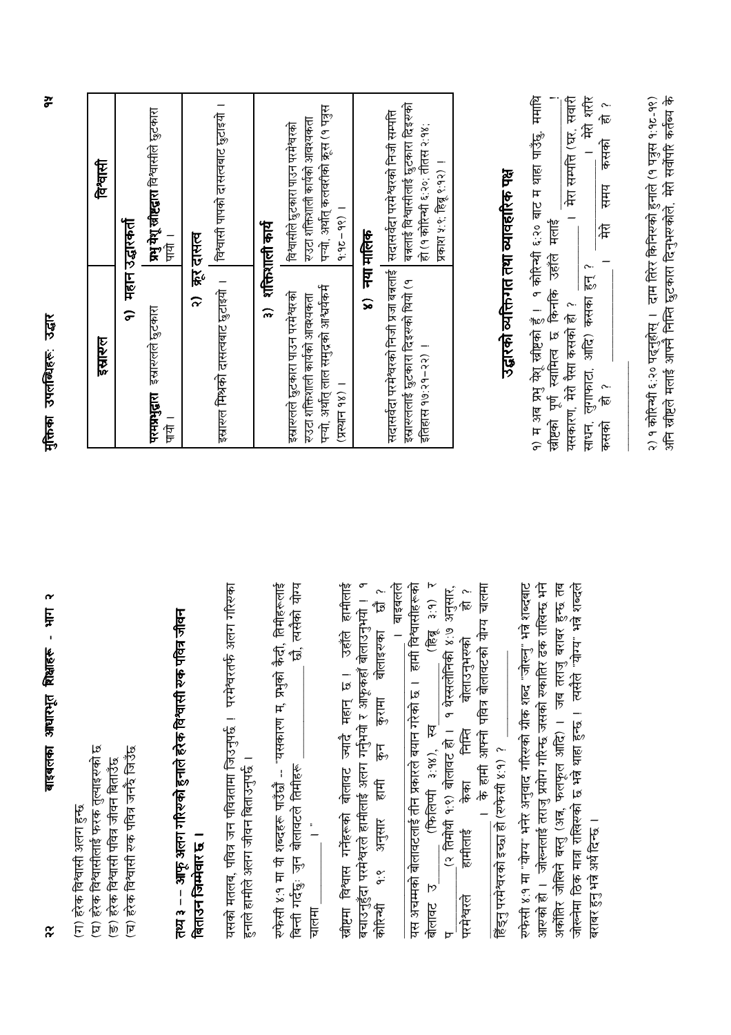(ग) हरेक विश्वासी अलग हुन्छ
(घ) हरेक विश्वासीलाई फरक तुल्याइएको छ
(ङ) हरेक विश्वासी पवित्र जीवन बिताउँछ
(च) हरेक विश्वासी एक पवित्र जनहरू जिउँछ

**तथ्य ३ -- आफू अलग गरिएको हुनाले हरेक विश्वासी एक पवित्र जीवन बिताउन जिम्मेवार छ ।**

यसको मतलब, पवित्र जन पवित्रतामा जिउनुपर्छ । परमेश्वरतर्फ अलग गरिएका हुनाले हामीले अलग जीवन बिताउनुपर्छ ।

एफेसी ४:१ मा यी शब्दहरू पाउँछौं -- "यसकारण म, प्रभुको कैदी, तिमीहरूलाई बिन्ती गर्दछु: जुन बोलावटले तिमीहरू ______________ छौ, त्यसैको योग्य चालमा ______________ ।"

ख्रीष्टमा विश्वास गर्नेहरूको बोलावट ज्यादै महान् छ । उहाँले हामीलाई बचाउनुहुँदा परमेश्वरले हामीलाई अलग गर्नुभयो र आफूकहाँ बोलाउनुभयो । १ कोरिन्थी १:९ अनुसार हामी कुन कुरामा बोलाइएका छौं ? ______________ । बाइबलले यस अचम्मको बोलावटलाई तीन प्रकारले बयान गरेको छ । हामी विश्वासीहरूको बोलावट उ______________ (फिलिप्पी ३:१४), स्व______________ (हिब्रू ३:१) र प______________ (२ तिमोथी १:९) बोलावट हो । १ थेस्सलोनिकी ४:७ अनुसार, परमेश्वरले हामीलाई केका निम्ति बोलाउनुभएको हो ? ______________ । के हामी आफ्नो पवित्र बोलावटको योग्य चालमा हिँड्नु परमेश्वरको इच्छा हो (एफेसी ४:१) ? ______________

एफेसी ४:१ मा "योग्य" भनेर अनुवाद गरिएको ग्रीक शब्द "जोख्नु" भन्ने शब्दबाट आएको हो । जोख्नलाई तराजु प्रयोग गरिन्छ जसको एकातिर ढक राखिन्छ भने अर्कोतिर जोखिने बस्तु (अन्न, फलफूल आदि) । जब तराजु बराबर हुन्छ तब जोख्नमा ठिक मात्रा राखिएको छ भन्ने थाहा हुन्छ । त्यसैले "योग्य" भन्ने शब्दले बराबर हुनु भन्ने अर्थ दिन्छ ।

## मुक्तिका उपलब्धिहरू: उद्धार

| इस्राएल | विश्वासी |
|---|---|
| **१) महान् उद्धारकर्ता** | |
| **परमप्रभुद्वारा** इस्राएलले छुटकारा पायो । | **प्रभु येशू ख्रीष्टद्वारा** विश्वासीले छुटकारा पायो । |
| **२) क्रूर दासत्व** | |
| इस्राएल मिश्रको दासत्वबाट छुटाइयो । | विश्वासी पापको दासत्वबाट छुटाइयो । |
| **३) शक्तिशाली कार्य** | |
| इस्राएलले छुटकारा पाउन परमेश्वरको एउटा शक्तिशाली कार्यको आवश्यकता पर्‍यो, अर्थात् लाल समुद्रको आश्चर्यकर्म (प्रस्थान १४) । | विश्वासीले छुटकारा पाउन परमेश्वरको एउटा शक्तिशाली कार्यको आवश्यकता पर्‍यो, अर्थात् कलवरीको क्रूस (१ पत्रुस १:१८-१९) । |
| **४) नया मालिक** | |
| सदासर्वदा परमेश्वरको निजी प्रजा बनाउन इस्राएललाई छुटकारा दिइएको थियो (१ इतिहास १७:२१-२२) । | सदासर्वदा परमेश्वरको निजी सम्पत्ति बनाउन विश्वासीलाई छुटकारा दिइएको हो (१ कोरिन्थी ६:२०; तीतस २:१४; प्रकाश ५:९; हिब्रू ९:१२) । |

## उद्धारको व्यक्तिगत तथा व्यावहारिक पक्ष

१) म अब प्रभु येशू ख्रीष्टको हुँ । १ कोरिन्थी ६:२० बाट म थाहा पाउँछु, ममाथि ख्रीष्टको पूर्ण स्वामित्व छ किनकि उहाँले मलाई ______________ ! यसकारण, मेरो पैसा कसको हो ? ______________ । मेरा सम्पत्ति (घर, सवारी साधन, लुगाफाटा, आदि) कसका हुन् ? ______________ । मेरो शरीर कसको हो ? ______________ । मेरो समय कसको हो ? ______________

२) १ कोरिन्थी ६:२० पढ्नुहोस् । दाम तिरेर किनिएको हुनाले (१ पत्रुस १:१८-१९) अनि ख्रीष्टले मलाई आफ्नै निम्ति छुटकारा दिनुभएकोले, मेरो सर्वोपरि कर्तव्य के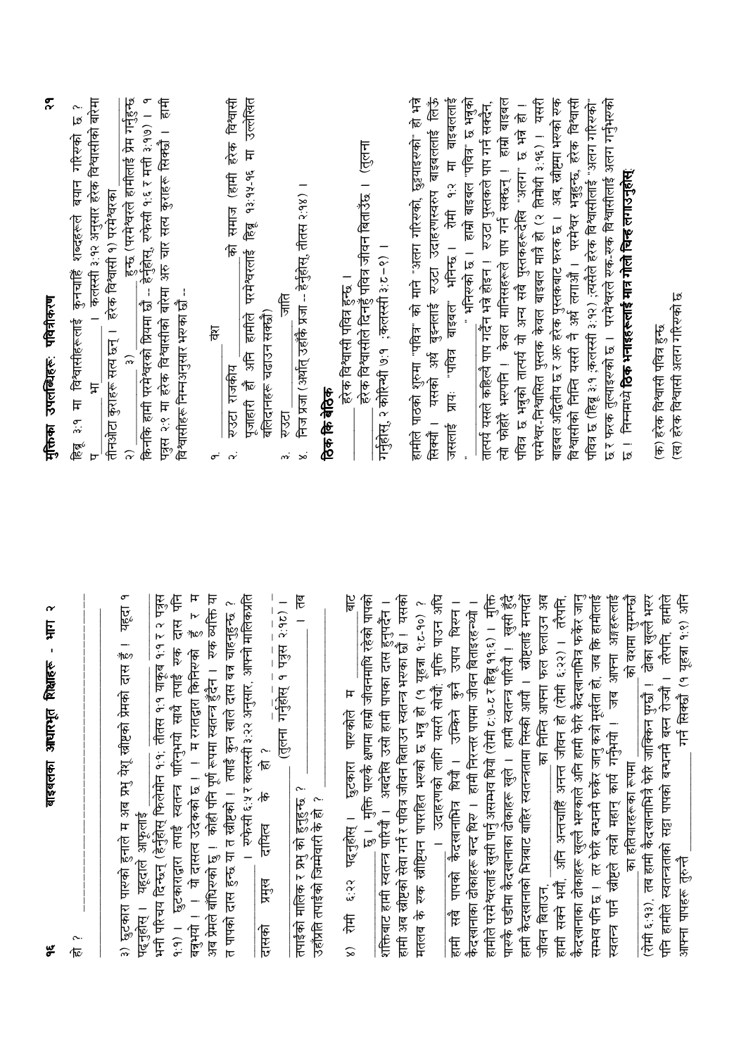हो ?

_______________________________

३) छुटकारा पाएको हुनाले म अब प्रभु येशू ख्रीष्टको प्रेमको दास हुँ । यहूदा १ पढ्नुहोस् । यहूदाले आफूलाई ______________________________ भनी परिचय दिन्छन् (हेर्नुहोस् फिलेमोन १:१; तीतस १:१ याकूब १:१ र २ पत्रुस १:१) । छुटकाराद्वारा तपाईं स्वतन्त्र पारिनुभयो साथै तपाईं एक दास पनि बन्नुभयो । । यो दासत्व उदेकको छ । । म रगतद्वारा किनिएको हुँ र म अब प्रेमले बाँधिएको छु । कोही पनि पूर्ण रूपमा स्वतन्त्र हुँदैन । एक व्यक्ति या त पापको दास हुन्छ या त ख्रीष्टको । तपाईं कुन खाले दास बन्न चाहनुहुन्छ ? __________________ । एफेसी ६:५ र कलस्सी ३:२२ अनुसार, आफ्नो मालिकप्रति दासको प्रमुख ______ ______ दायित्व के हो ? ______________ (तुलना गर्नुहोस् १ पत्रुस २:१८) ।

तपाईंको मालिक र प्रभु को हुनुहुन्छ ? ____________________ । तब उहाँप्रति तपाईंको जिम्मेवारी के हो ? ________________________

४) रोमी ६:२२ पढ्नुहोस् । छुटकारा पाएकोले म ____________ बाट __________ छु । मुक्ति पाएकै क्षणमा हाम्रो जीवनमाथि रहेको पापको शक्तिबाट हामी स्वतन्त्र पारियौं । अबदेखि उसो हामी पापका दास हुनुपर्दैन । हामी अब ख्रीष्टको सेवा गर्न र पवित्र जीवन बिताउन स्वतन्त्र भएका छौं । यसको मतलब के एक ख्रीष्टियन पापरहित भएको छ भन्नु हो (१ यूहन्ना १:८-१०) ? ________________ । उदाहरणको लागि यसरी सोचौं: मुक्ति पाउन अघि हामी सबै पापको कैदखानाभित्र थियौं । उम्किने कुनै उपाय थिएन । कैदखानाका ढोकाहरू बन्द थिए । हामी निरन्तर पापमा जीवन बिताइरहन्थ्यौं । हामीले परमेश्वरलाई खुसी पार्नु असम्भव थियो (रोमी ८:७-८ र हिब्रू ११:६) । मुक्ति पाएकै घडीमा कैदखानाका ढोकाहरू खुले । हामी स्वतन्त्र पारियौं । खुसी हुँदै हामी कैदखानाको भित्रबाट बाहिर स्वतन्त्रतामा निस्की आयौं । ख्रीष्टलाई मनपर्दो जीवन बिताउन, _______________ का निम्ति आफ्नो फल फलाउन अब हामी सक्ने भयौं, अनि अन्तमाचाहिँ अनन्त जीवन हो (रोमी ६:२२) । तैपनि, कैदखानाका ढोकाहरू खुल्ला भएकाले अनि हामी फेरि कैदखानाभित्र फर्केर जानु सम्भव पनि छ । तर फेरि बन्धनमै फर्केर जानु कत्रो मूर्खता हो, जब कि हामीलाई स्वतन्त्र पार्ने ख्रीष्टले त्यत्रो महान् कार्य गर्नुभयो । जब आफ्ना अङ्गहरूलाई ________________ का हतियारहरूका रूपमा ________________ को वशमा सुम्पन्छौं (रोमी ६:१३), तब हामी कैदखानाभित्रै फेरि जाकिन्न पुग्छौं । ढोका खुल्ले भएर पनि हामीले स्वतन्त्रताको सट्टा पापको बन्धनमै बस्न रोज्यौं । तैपनि, हामीले आफ्ना पापहरू तुरुन्तै ________________ गर्न सिक्यौं (१ यूहन्ना १:९) अनि

हिब्रू ३:१ मा विश्वासीहरूलाई कुनचाहिँ शब्दहरूले बयान गरिएको छ ? प ______ भा ______ । कलस्सी ३:१२ अनुसार हरेक विश्वासीको बारेमा तीनओटा कुराहरू सत्य छन् । हरेक विश्वासी १) परमेश्वरका ______ २) ______ ३) ______ हुन्छ (परमेश्वरले हामीलाई प्रेम गर्नुहुन्छ किनकि हामी परमेश्वरको प्रियमा छौं -- हेर्नुहोस्, एफेसी १:६ र मत्ती ३:१७) । १ पत्रुस २:९ मा हरेक विश्वासीको बारेमा अरू चार सत्य कुराहरू सिक्छौं । हामी विश्वासीहरू निम्नअनुसार भएका छौं --

१. ______ वंश
२. एउटा राजकीय ______ को समाज (हामी हरेक विश्वासी पुजाहारी हौं अनि हामीले परमेश्वरलाई हिब्रू १३:१५-१६ मा उल्लेखित बलिदानहरू चढाउन सक्छौं)
३. एउटा ______ जाति
४. निज प्रजा (अर्थात् उहाँकै प्रजा -- हेर्नुहोस्, तीतस २:१४) ।

**ठिक कि बेठिक**

______ हरेक विश्वासी पवित्र हुन्छ ।
______ हरेक विश्वासीले दिनहुँ पवित्र जीवन बिताउँछ । (तुलना गर्नुहोस्, २ कोरिन्थी ७:१ ;कलस्सी ३:८-९) ।

हामीले पाठको शुरुमा "पवित्र" को माने "अलग गरिएको, छुट्याइएको" हो भन्ने सिक्यौं । यसको अर्थ बुझ्नलाई एउटा उदाहरणस्वरूप बाइबललाई लिऊँ । जसलाई प्रायः "पवित्र बाइबल" भनिन्छ । रोमी १:२ मा बाइबललाई "______" भनिएको छ । हाम्रो बाइबल "पवित्र" छ भन्नुको तात्पर्य यसले कहिल्यै पाप गर्दैन भन्ने होइन । एउटा पुस्तकले पाप गर्न सक्दैन, त्यो फोहोरै भएपनि । केवल मानिसहरूले पाप गर्न सक्छन् । हाम्रो बाइबल पवित्र छ भन्नुको तात्पर्य यो अन्य सबै पुस्तकहरूदेखि "अलग" छ भन्ने हो । परमेश्वर-निश्वासित पुस्तक केवल बाइबल मात्रै हो (२ तिमोथी ३:१६) । यसरी बाइबल अद्वितीय छ र अरू हरेक पुस्तकबाट फरक छ । अब, ख्रीष्टमा भएको एक विश्वासीको निम्ति यसरी नै अर्थ लगाऔं । परमेश्वर भन्नुहुन्छ, हरेक विश्वासी पवित्र छ (हिब्रू ३:१ ;कलस्सी ३:१२) ,त्यसैले हरेक विश्वासीलाई "अलग गरिएको" छ र फरक तुल्याइएको छ । परमेश्वरले एक-एक विश्वासीलाई अलग गर्नुभएको छ । निम्नमध्ये **ठिक भनाइहरूलाई मात्र गोलो चिन्ह लगाउनुहोस्**

(क) हरेक विश्वासी पवित्र हुन्छ
(ख) हरेक विश्वासी अलग गरिएको छ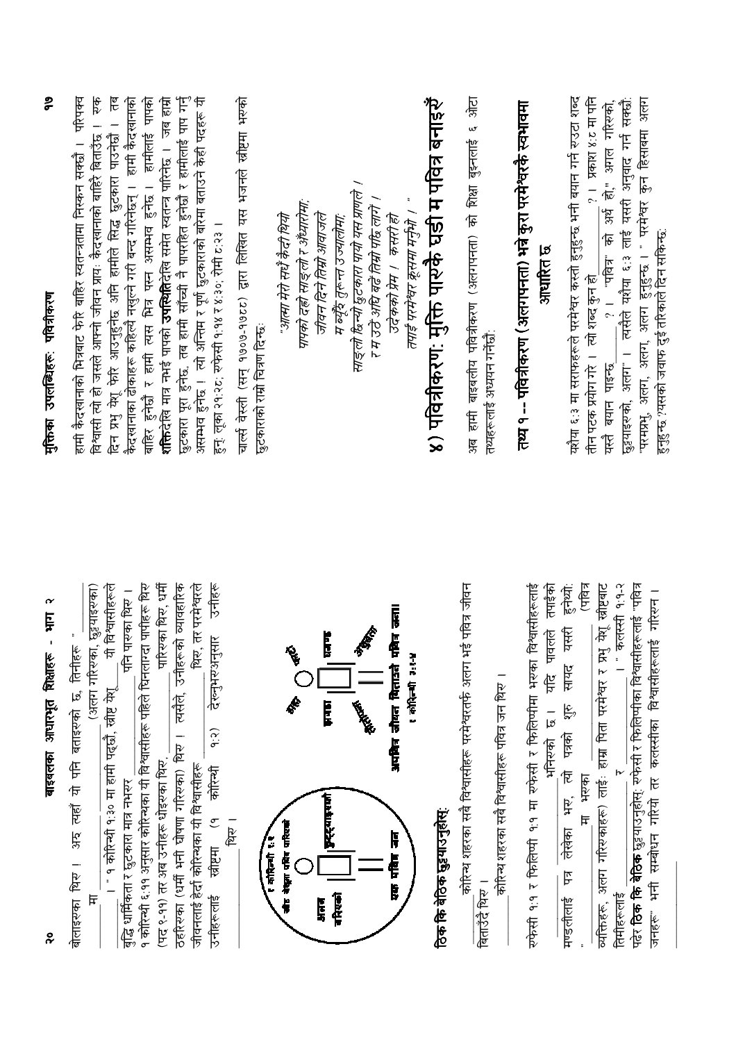बोलाइएका थिए । अरु त्यहाँ यो पनि बताइएको छ, तिनीहरू "________ मा ________" (अलग गरिएका, छुट्याइएका) । " १ कोरिन्थी १:३० मा हामी पढ्छौं, ख्रीष्ट येशू ________ यी विश्वासीहरूले बुद्धि धार्मिकता र छुटकारा मात्र नभएर ________ पनि पाएका थिए । १ कोरिन्थी ६:११ अनुसार कोरिन्थका यी विश्वासीहरू पहिले घिनलाग्दा पापीहरू थिए (पद ९-११) तर अब उनीहरू धोइएका थिए, ________ पारिएका थिए, धर्मी ठहरिएका (धर्मी भनी घोषणा गरिएका) थिए । त्यसैले, उनीहरूको व्यावहारिक जीवनलाई हेर्दा कोरिन्थका यी विश्वासीहरू ________ थिए, तर परमेश्वरले उनीहरूलाई ख्रीष्टमा (१ कोरिन्थी १:२) देख्नुभएअनुसार उनीहरू ________ थिए ।

१ कोरिन्थी १:२ — ख्रीष्ट येशूमा पवित्र पारिएको — अलग गरिएको — ख्रीष्टयेशूमा — एक पवित्र जन

शरीर — डाह — झगडा — फुटहरू — मानवीय

अपवित्र जीवन बिताउने पवित्र जनहरू! १ कोरिन्थी ३:१-४

**ठीक कि बेठीक छुट्याउनुहोस्:**

___ कोरिन्थ शहरका सबै विश्वासीहरू परमेश्वरतर्फ अलग भई पवित्र जीवन बिताउँदै थिए ।

___ कोरिन्थ शहरका सबै विश्वासीहरू पवित्र जन थिए ।

एफेसी १:१ र फिलिप्पी १:१ मा एफेसी र फिलिप्पीमा भएका विश्वासीहरूलाई ________ भनिएको छ । यदि पावलले तपाईंको मण्डलीलाई पत्र लेखेका भए, त्यो पत्रको शुरु सायद यसरी हुनेथ्यो: "________ मा भएका ________ (पवित्र व्यक्तिहरू, अलग गरिएकाहरू) लाई: हाम्रा पिता परमेश्वर र प्रभु येशू ख्रीष्टबाट तिमीहरूलाई ________ र ________ ।" कलस्सी १:१-२ पढेर **ठीक कि बेठीक** छुट्याउनुहोस्: एफेसी र फिलिप्पीका विश्वासीहरूलाई "पवित्र जनहरू" भनी सम्बोधन गरियो तर कलस्सीका विश्वासीहरूलाई गरिएन । ________

हामी कैदखानाको भित्रबाट फेरि बाहिर स्वतन्त्रतामा निस्कन सक्छौं । परिपक्व विश्वासी त्यो हो जसले आफ्नो जीवन प्रायः कैदखानाको बाहिरै बिताउँछ । एक दिन प्रभु येशू फेरि आउनुहुनेछ अनि हामीले सिद्ध छुटकारा पाउनेछौं । तब कैदखानाका ढोकाहरू कहिल्यै नखुल्ने गरी बन्द गरिनेछन् । हामी कैदखानाको बाहिर हुनेछौं र हामी त्यस भित्र पस्न असम्भव हुनेछ । हामीलाई पापको **शक्तिदेखि** मात्र नभई पापको **उपस्थितिदेखि** समेत स्वतन्त्र पारिनेछ । जब हाम्रो छुटकारा पूरा हुनेछ, तब हामी साँच्चै नै पापरहित हुनेछौं र हामीलाई पाप गर्न असम्भव हुनेछ ! त्यो अन्तिम र पूर्ण छुटकाराको बारेमा बताउने केही पदहरू यी हुन्: लूका २१:२८; एफेसी १:१४ र ४:३०; रोमी ८:२३ ।

चार्ल्स वेस्ली (सन् १७०७-१७८८) द्वारा लिखित यस भजनले ख्रीष्टमा भएको छुटकाराको राम्रो चित्रण दिन्छ:

*"आत्मा मेरो सधैं कैदी थियो*
*पापको दह्रो साङ्लो र अँध्यारोमा;*
*जीवन दिने तिम्रो आवाजले*
*म ब्यूँझें तुरुन्त उज्यालोमा;*
*साङ्लो छिन्यो छुटकारा पायो यस प्राणले !*
*र म उठें अघि बढें तिम्रो पछि लागें !*
*उदेकको प्रेम ! कसरी हो*
*तपाईं परमेश्वर क्रूसमा मर्नुभो ! "*

## ४) पवित्रीकरण: मुक्ति पाएकै घडी म पवित्र बनाइएँ

अब हामी बाइबलीय पवित्रीकरण (अलगपनता) को शिक्षा बुझ्नलाई ६ ओटा तथ्यहरूलाई अध्ययन गर्नेछौं:

### तथ्य १ -- पवित्रीकरण (अलगपनता) भन्ने कुरा परमेश्वरकै स्वभावमा आधारित छ

यशैया ६:३ मा सराफहरूले परमेश्वर कस्तो हुनुहुन्छ भनी बयान गर्न एउटा शब्द तीन पटक प्रयोग गरे । त्यो शब्द कुन हो ________? । प्रकाश ४:८ मा पनि यस्तै बयान पाइन्छ ________? । "पवित्र" को अर्थ हो," अलग गरिएको, छुट्याइएको, अलग" । त्यसैले यशैया ६:३ लाई यसरी अनुवाद गर्न सक्छौं: "परमप्रभु, अलग, अलग, अलग हुनुहुन्छ ।" परमेश्वर कुन हिसाबमा अलग हुनुहुन्छ ?यसको जवाफ दुई तरिकाले दिन सकिन्छ: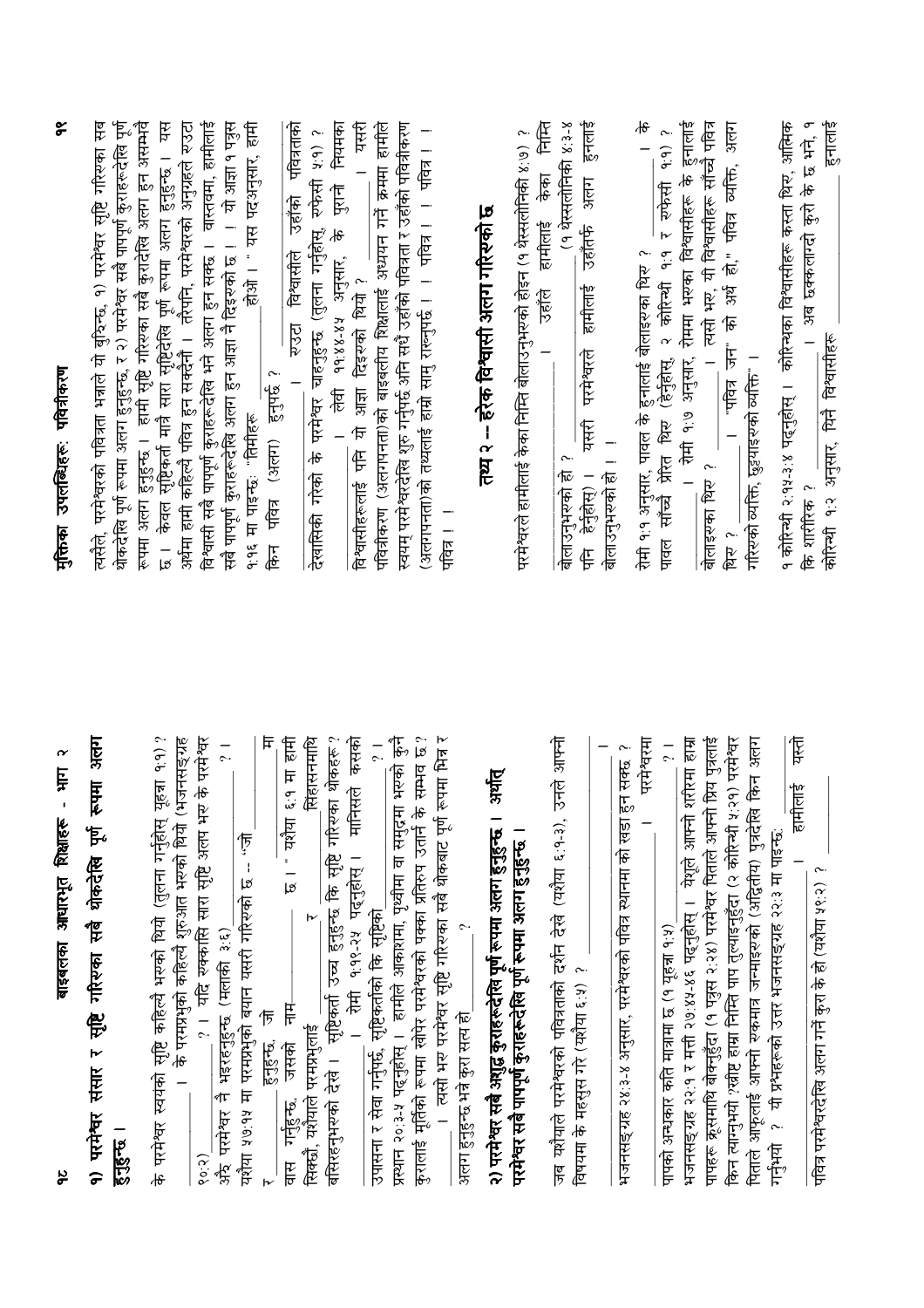**१) परमेश्वर संसार र सृष्टि गरिएका सबै थोकदेखि पूर्ण रूपमा अलग हुनुहुन्छ ।**

के परमेश्वर स्वयंको सृष्टि कहिल्यै भएको थियो (तुलना गर्नुहोस् यूहन्ना १:१)? ______ । के परमप्रभुको कहिल्यै शुरुआत भएको थियो (भजनसङ्ग्रह ९०:२) ______? । यदि शक्कासँग सारा सृष्टि अलप भए के परमेश्वर अझै परमेश्वर नै भइरहनुहुन्छ (मलाकी ३:६) ______? ।

यशैया ५७:१५ मा परमप्रभुको बयान यसरी गरिएको छ -- "जो ______ र ______ हुनुहुन्छ, जो ______ मा वास गर्नुहुन्छ, जसको नाम ______ छ ।" यशैया ६:१ मा हामी सिक्छौं, यशैयाले परमप्रभुलाई ______ र ______ सिंहासनमाथि बसिरहनुभएको देखे । सृष्टिकर्ता उच्च हुनुहुन्छ कि सृष्टि गरिएका थोकहरू? ______ । रोमी १:१९-२५ पढ्नुहोस् । मानिसले कसको उपासना र सेवा गर्नुपर्छ, सृष्टिकर्ताको कि सृष्टिको ______? । प्रस्थान २०:३-५ पढ्नुहोस् । हामीले आकाशमा, पृथ्वीमा वा समुद्रमा भएको कुनै कुरालाई मूर्तिको रूपमा खोपेर परमेश्वरको पक्का प्रतिरूप उतार्न के सम्भव छ? ______ । त्यसो भए परमेश्वर सृष्टि गरिएका सबै थोकबाट पूर्ण रूपमा भिन्न र अलग हुनुहुन्छ भन्ने कुरा सत्य हो ______?

**२) परमेश्वर सबै अशुद्ध कुराहरूदेखि पूर्ण रूपमा अलग हुनुहुन्छ । अर्थात् परमेश्वर सबै पापपूर्ण कुराहरूदेखि पूर्ण रूपमा अलग हुनुहुन्छ ।**

जब यशैयाले परमेश्वरको पवित्रताको दर्शन देखे (यशैया ६:१-३), उनले आफ्नो विषयमा के महसुस गरे (यशैया ६:५)? ______ ।

भजनसङ्ग्रह २४:३-४ अनुसार, परमेश्वरको पवित्र स्थानमा को खडा हुन सक्छ? ______ । परमेश्वरमा पापको अन्धकार कति मात्रामा छ (१ यूहन्ना १:५) ______? । भजनसङ्ग्रह २२:१ र मत्ती २७:४५-४६ पढ्नुहोस् । येशूले आफ्नो शरीरमा हाम्रा पापहरू क्रूसमाथि बोक्नुहुँदा (१ पत्रुस २:२४) परमेश्वर पिताले आफ्नो प्रिय पुत्रलाई किन त्याग्नुभयो? ख्रीष्ट हाम्रा निम्ति पाप तुल्याइनुहुँदा (२ कोरिन्थी ५:२१) परमेश्वर पिताले आफूलाई आफ्नो एकमात्र जन्माइएको (अद्वितीय) पुत्रदेखि किन अलग गर्नुभयो? यी प्रश्नहरूको उत्तर भजनसङ्ग्रह २२:३ मा पाइन्छ: ______ । हामीलाई यस्तो पवित्र परमेश्वरदेखि अलग गर्ने कुरा के हो (यशैया ५९:२)? ______

त्यसैले, परमेश्वरको पवित्रता भन्नाले यो बुझिन्छ, १) परमेश्वर सृष्टि गरिएका सब थोकदेखि पूर्ण रूपमा अलग हुनुहुन्छ, र २) परमेश्वर सबै पापपूर्ण कुराहरूदेखि पूर्ण रूपमा अलग हुनुहुन्छ । हामी सृष्टि गरिएका सबै कुरादेखि अलग हुन असम्भवै छ । केवल सृष्टिकर्ता मात्रै सारा सृष्टिदेखि पूर्ण रूपमा अलग हुनुहुन्छ । यस अर्थमा हामी कहिल्यै पवित्र हुन सक्दैनौं । तैपनि, परमेश्वरको अनुग्रहले एउटा विश्वासी सबै पापपूर्ण कुराहरूदेखि भने अलग हुन सक्छ । वास्तवमा, हामीलाई सबै पापपूर्ण कुराहरूदेखि अलग हुन आज्ञा नै दिइएको छ । यो आज्ञा १ पत्रुस १:१६ मा पाइन्छ: "तिमीहरू ______ होओ ।" यस पदअनुसार, हामी किन पवित्र (अलग) हुनुपर्छ? ______

______ एउटा विश्वासीले उहाँको पवित्रताको देखासिकी गरेको के परमेश्वर चाहनुहुन्छ (तुलना गर्नुहोस्, एफेसी ५:१)? ______ । लेवी ११:४४-४५ अनुसार, के पुरानो नियमका विश्वासीहरूलाई पनि यो आज्ञा दिइएको थियो? ______ । यसरी पवित्रीकरण (अलगपनता)को बाइबलीय शिक्षालाई अध्ययन गर्ने क्रममा हामीले स्वयम् परमेश्वरदेखि शुरु गर्नुपर्छ अनि सधैं उहाँको पवित्रता र उहाँको पवित्रीकरण (अलगपनता)को तथ्यलाई हाम्रो सामु राख्नुपर्छ । पवित्र । पवित्र । पवित्र ।

## तथ्य २ -- हरेक विश्वासी अलग गरिएको छ

परमेश्वरले हामीलाई केका निम्ति बोलाउनुभएको होइन (१ थेस्सलोनिकी ४:७)? ______ । उहाँले हामीलाई केका निम्ति बोलाउनुभएको हो? ______ (१ थेस्सलोनिकी ४:३-४ पनि हेर्नुहोस्) । यसरी परमेश्वरले हामीलाई उहाँतर्फ अलग हुनलाई बोलाउनुभएको हो ।

रोमी १:१ अनुसार, पावल के हुनलाई बोलाइएका थिए? ______ । के पावल साँच्चै प्रेरित थिए (हेर्नुहोस्, २ कोरिन्थी १:१ र एफेसी १:१)? ______ । रोमी १:७ अनुसार, रोममा भएका विश्वासीहरू के हुनलाई बोलाइएका थिए? ______ । त्यसो भए, यी विश्वासीहरू साँच्चै पवित्र थिए? ______ । "पवित्र जन" को अर्थ हो," पवित्र व्यक्ति, अलग गरिएको व्यक्ति, छुट्याइएको व्यक्ति" ।

१ कोरिन्थी २:१४-३:४ पढ्नुहोस् । कोरिन्थका विश्वासीहरू कस्ता थिए, आत्मिक कि शारीरिक? ______ । अब छक्कलाग्दो कुरो के छ भने, १ कोरिन्थी १:२ अनुसार, यिनै विश्वासीहरू ______ हुनलाई